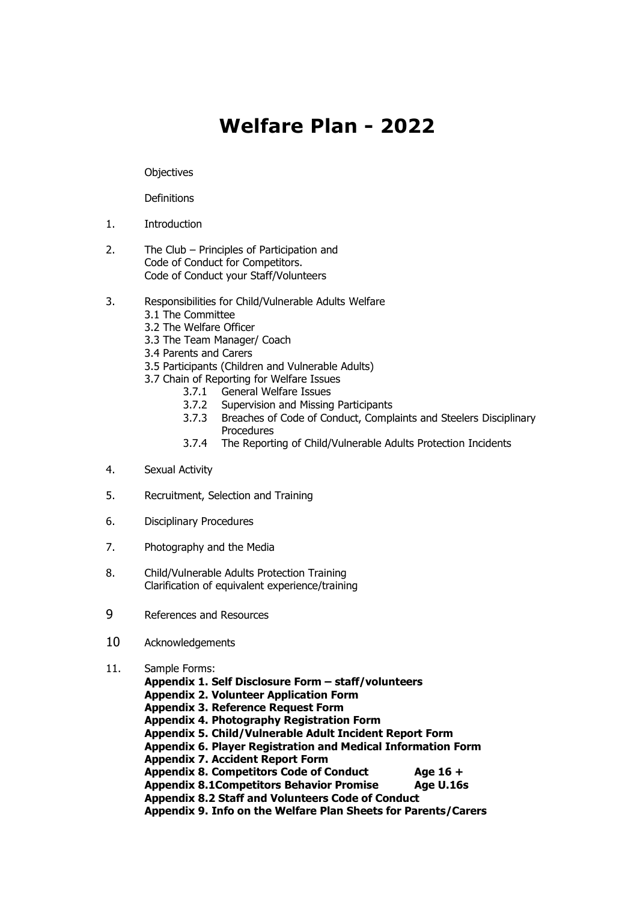# Welfare Plan - 2022

Objectives

Definitions

1. Introduction

2. The Club – Principles of Participation and
   Code of Conduct for Competitors.
   Code of Conduct your Staff/Volunteers

3. Responsibilities for Child/Vulnerable Adults Welfare
   - 3.1 The Committee
   - 3.2 The Welfare Officer
   - 3.3 The Team Manager/ Coach
   - 3.4 Parents and Carers
   - 3.5 Participants (Children and Vulnerable Adults)
   - 3.7 Chain of Reporting for Welfare Issues
     - 3.7.1 General Welfare Issues
     - 3.7.2 Supervision and Missing Participants
     - 3.7.3 Breaches of Code of Conduct, Complaints and Steelers Disciplinary Procedures
     - 3.7.4 The Reporting of Child/Vulnerable Adults Protection Incidents

4. Sexual Activity

5. Recruitment, Selection and Training

6. Disciplinary Procedures

7. Photography and the Media

8. Child/Vulnerable Adults Protection Training
   Clarification of equivalent experience/training

9 References and Resources

10 Acknowledgements

11. Sample Forms:
    - **Appendix 1. Self Disclosure Form – staff/volunteers**
    - **Appendix 2. Volunteer Application Form**
    - **Appendix 3. Reference Request Form**
    - **Appendix 4. Photography Registration Form**
    - **Appendix 5. Child/Vulnerable Adult Incident Report Form**
    - **Appendix 6. Player Registration and Medical Information Form**
    - **Appendix 7. Accident Report Form**
    - **Appendix 8. Competitors Code of Conduct Age 16 +**
    - **Appendix 8.1Competitors Behavior Promise Age U.16s**
    - **Appendix 8.2 Staff and Volunteers Code of Conduct**
    - **Appendix 9. Info on the Welfare Plan Sheets for Parents/Carers**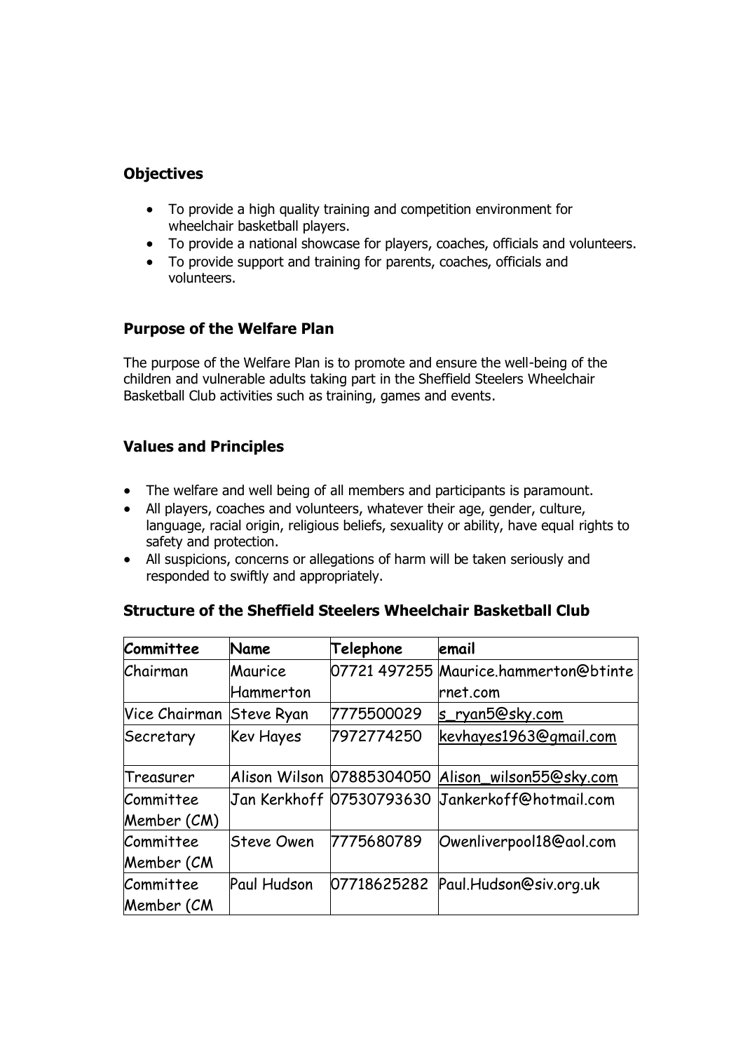## Objectives

- To provide a high quality training and competition environment for wheelchair basketball players.
- To provide a national showcase for players, coaches, officials and volunteers.
- To provide support and training for parents, coaches, officials and volunteers.

## Purpose of the Welfare Plan

The purpose of the Welfare Plan is to promote and ensure the well-being of the children and vulnerable adults taking part in the Sheffield Steelers Wheelchair Basketball Club activities such as training, games and events.

## Values and Principles

- The welfare and well being of all members and participants is paramount.
- All players, coaches and volunteers, whatever their age, gender, culture, language, racial origin, religious beliefs, sexuality or ability, have equal rights to safety and protection.
- All suspicions, concerns or allegations of harm will be taken seriously and responded to swiftly and appropriately.

## Structure of the Sheffield Steelers Wheelchair Basketball Club

| Committee | Name | Telephone | email |
|---|---|---|---|
| Chairman | Maurice Hammerton | 07721 497255 | Maurice.hammerton@btinternet.com |
| Vice Chairman | Steve Ryan | 7775500029 | s_ryan5@sky.com |
| Secretary | Kev Hayes | 7972774250 | kevhayes1963@gmail.com |
| Treasurer | Alison Wilson | 07885304050 | Alison_wilson55@sky.com |
| Committee Member (CM) | Jan Kerkhoff | 07530793630 | Jankerkoff@hotmail.com |
| Committee Member (CM | Steve Owen | 7775680789 | Owenliverpool18@aol.com |
| Committee Member (CM | Paul Hudson | 07718625282 | Paul.Hudson@siv.org.uk |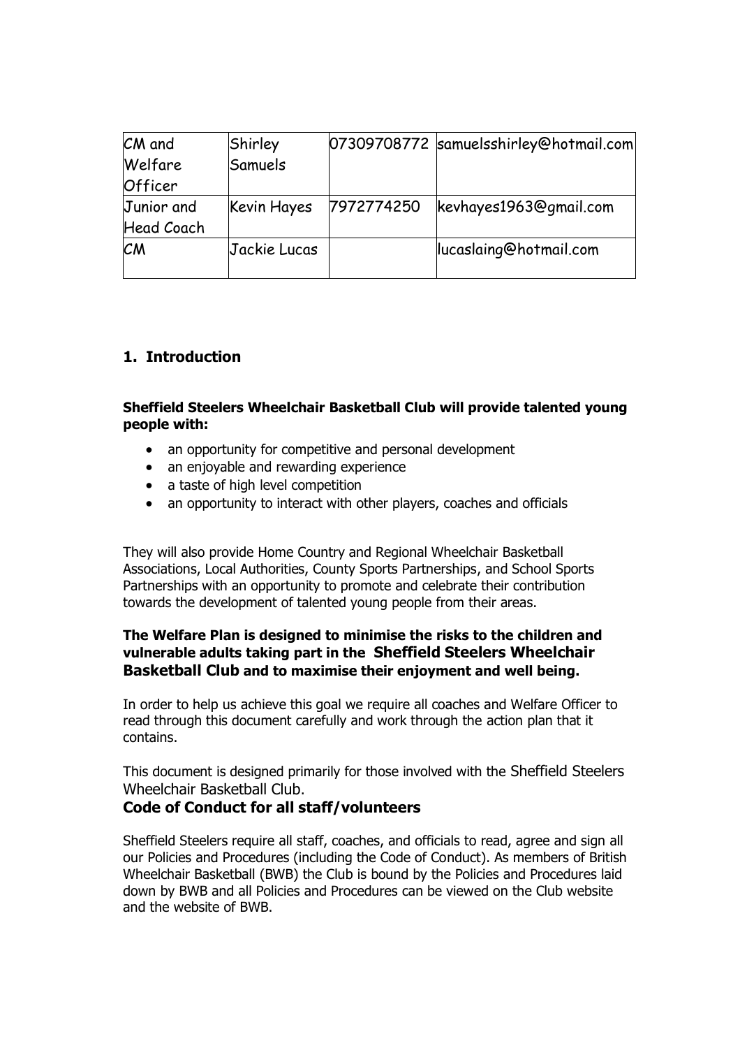| CM and Welfare Officer | Shirley Samuels | 07309708772 | samuelsshirley@hotmail.com |
| --- | --- | --- | --- |
| Junior and Head Coach | Kevin Hayes | 7972774250 | kevhayes1963@gmail.com |
| CM | Jackie Lucas | | lucaslaing@hotmail.com |

## 1. Introduction

**Sheffield Steelers Wheelchair Basketball Club will provide talented young people with:**

- an opportunity for competitive and personal development
- an enjoyable and rewarding experience
- a taste of high level competition
- an opportunity to interact with other players, coaches and officials

They will also provide Home Country and Regional Wheelchair Basketball Associations, Local Authorities, County Sports Partnerships, and School Sports Partnerships with an opportunity to promote and celebrate their contribution towards the development of talented young people from their areas.

**The Welfare Plan is designed to minimise the risks to the children and vulnerable adults taking part in the Sheffield Steelers Wheelchair Basketball Club and to maximise their enjoyment and well being.**

In order to help us achieve this goal we require all coaches and Welfare Officer to read through this document carefully and work through the action plan that it contains.

This document is designed primarily for those involved with the Sheffield Steelers Wheelchair Basketball Club.

### Code of Conduct for all staff/volunteers

Sheffield Steelers require all staff, coaches, and officials to read, agree and sign all our Policies and Procedures (including the Code of Conduct). As members of British Wheelchair Basketball (BWB) the Club is bound by the Policies and Procedures laid down by BWB and all Policies and Procedures can be viewed on the Club website and the website of BWB.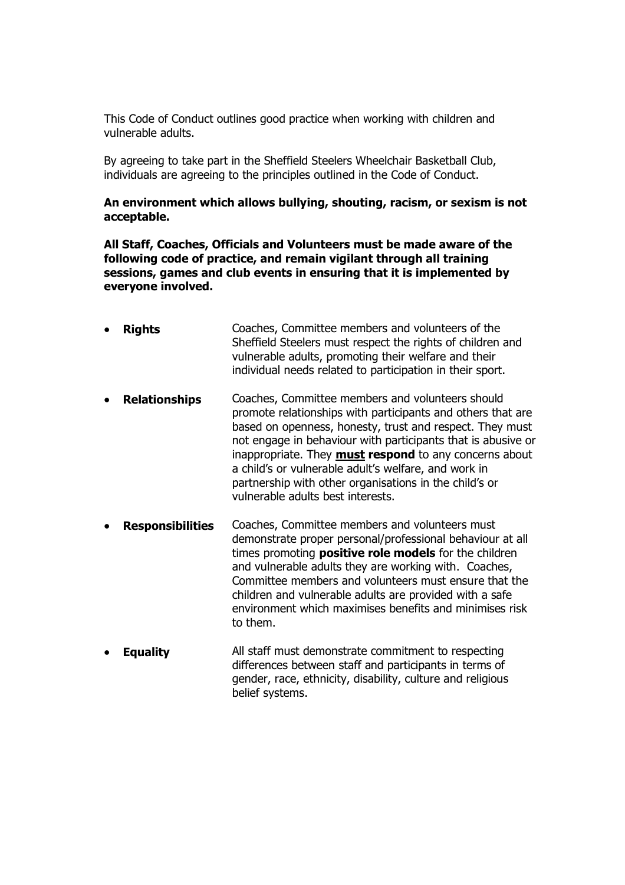This Code of Conduct outlines good practice when working with children and vulnerable adults.

By agreeing to take part in the Sheffield Steelers Wheelchair Basketball Club, individuals are agreeing to the principles outlined in the Code of Conduct.

**An environment which allows bullying, shouting, racism, or sexism is not acceptable.**

**All Staff, Coaches, Officials and Volunteers must be made aware of the following code of practice, and remain vigilant through all training sessions, games and club events in ensuring that it is implemented by everyone involved.**

- **Rights** Coaches, Committee members and volunteers of the Sheffield Steelers must respect the rights of children and vulnerable adults, promoting their welfare and their individual needs related to participation in their sport.

- **Relationships** Coaches, Committee members and volunteers should promote relationships with participants and others that are based on openness, honesty, trust and respect. They must not engage in behaviour with participants that is abusive or inappropriate. They **<u>must</u> respond** to any concerns about a child's or vulnerable adult's welfare, and work in partnership with other organisations in the child's or vulnerable adults best interests.

- **Responsibilities** Coaches, Committee members and volunteers must demonstrate proper personal/professional behaviour at all times promoting **positive role models** for the children and vulnerable adults they are working with. Coaches, Committee members and volunteers must ensure that the children and vulnerable adults are provided with a safe environment which maximises benefits and minimises risk to them.

- **Equality** All staff must demonstrate commitment to respecting differences between staff and participants in terms of gender, race, ethnicity, disability, culture and religious belief systems.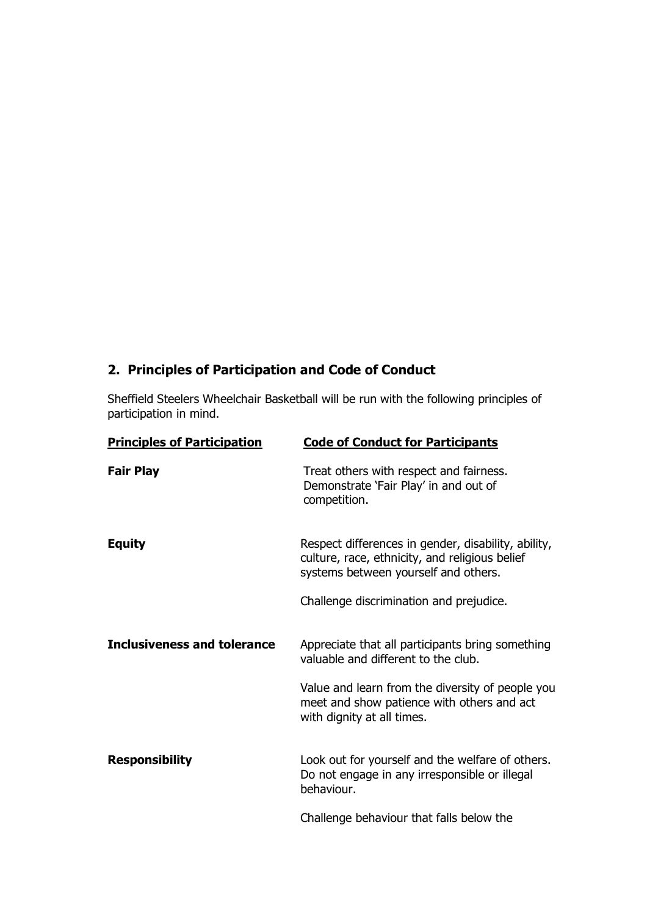## 2. Principles of Participation and Code of Conduct

Sheffield Steelers Wheelchair Basketball will be run with the following principles of participation in mind.

| Principles of Participation | Code of Conduct for Participants |
|---|---|
| **Fair Play** | Treat others with respect and fairness. Demonstrate 'Fair Play' in and out of competition. |
| **Equity** | Respect differences in gender, disability, ability, culture, race, ethnicity, and religious belief systems between yourself and others.<br><br>Challenge discrimination and prejudice. |
| **Inclusiveness and tolerance** | Appreciate that all participants bring something valuable and different to the club.<br><br>Value and learn from the diversity of people you meet and show patience with others and act with dignity at all times. |
| **Responsibility** | Look out for yourself and the welfare of others. Do not engage in any irresponsible or illegal behaviour.<br><br>Challenge behaviour that falls below the |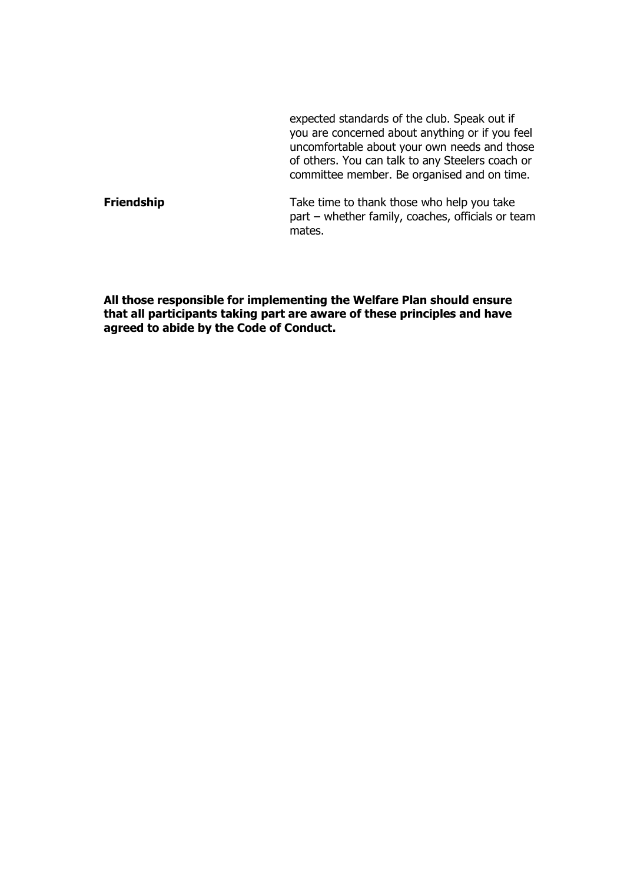| | |
|---|---|
| | expected standards of the club. Speak out if you are concerned about anything or if you feel uncomfortable about your own needs and those of others. You can talk to any Steelers coach or committee member. Be organised and on time. |
| **Friendship** | Take time to thank those who help you take part – whether family, coaches, officials or team mates. |

**All those responsible for implementing the Welfare Plan should ensure that all participants taking part are aware of these principles and have agreed to abide by the Code of Conduct.**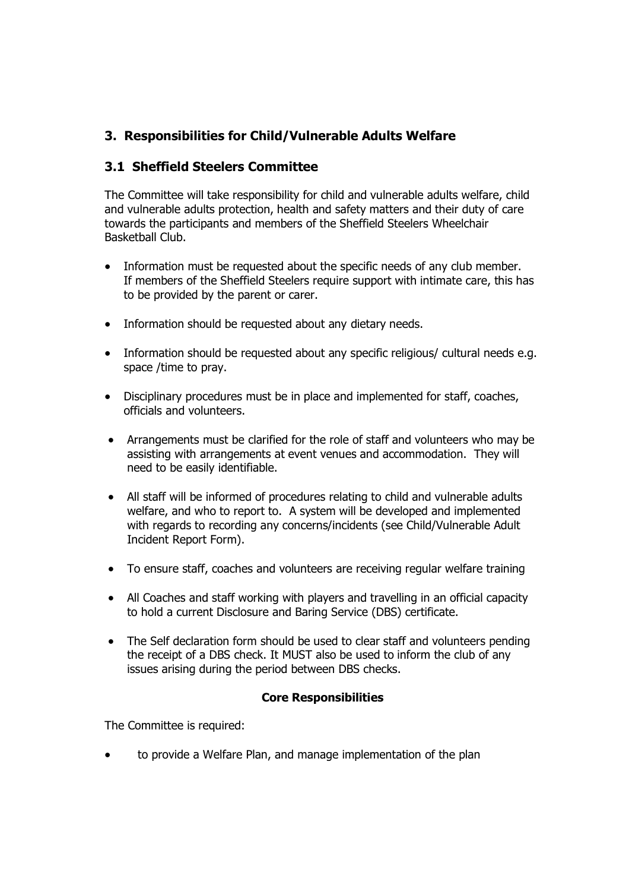## 3. Responsibilities for Child/Vulnerable Adults Welfare

### 3.1 Sheffield Steelers Committee

The Committee will take responsibility for child and vulnerable adults welfare, child and vulnerable adults protection, health and safety matters and their duty of care towards the participants and members of the Sheffield Steelers Wheelchair Basketball Club.

- Information must be requested about the specific needs of any club member. If members of the Sheffield Steelers require support with intimate care, this has to be provided by the parent or carer.
- Information should be requested about any dietary needs.
- Information should be requested about any specific religious/ cultural needs e.g. space /time to pray.
- Disciplinary procedures must be in place and implemented for staff, coaches, officials and volunteers.
- Arrangements must be clarified for the role of staff and volunteers who may be assisting with arrangements at event venues and accommodation. They will need to be easily identifiable.
- All staff will be informed of procedures relating to child and vulnerable adults welfare, and who to report to. A system will be developed and implemented with regards to recording any concerns/incidents (see Child/Vulnerable Adult Incident Report Form).
- To ensure staff, coaches and volunteers are receiving regular welfare training
- All Coaches and staff working with players and travelling in an official capacity to hold a current Disclosure and Baring Service (DBS) certificate.
- The Self declaration form should be used to clear staff and volunteers pending the receipt of a DBS check. It MUST also be used to inform the club of any issues arising during the period between DBS checks.

**Core Responsibilities**

The Committee is required:

- to provide a Welfare Plan, and manage implementation of the plan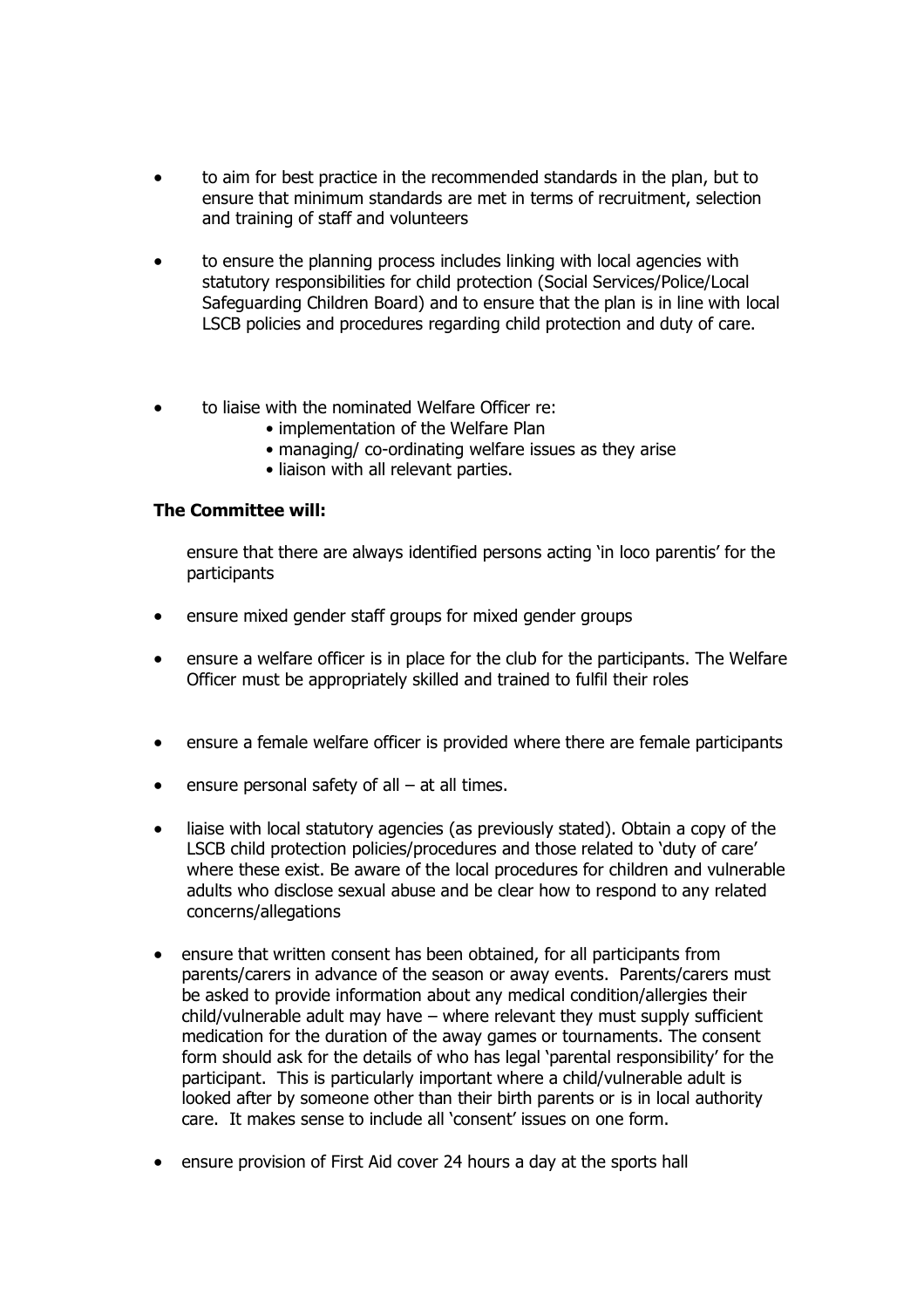- to aim for best practice in the recommended standards in the plan, but to ensure that minimum standards are met in terms of recruitment, selection and training of staff and volunteers

- to ensure the planning process includes linking with local agencies with statutory responsibilities for child protection (Social Services/Police/Local Safeguarding Children Board) and to ensure that the plan is in line with local LSCB policies and procedures regarding child protection and duty of care.

- to liaise with the nominated Welfare Officer re:
  - implementation of the Welfare Plan
  - managing/ co-ordinating welfare issues as they arise
  - liaison with all relevant parties.

**The Committee will:**

ensure that there are always identified persons acting 'in loco parentis' for the participants

- ensure mixed gender staff groups for mixed gender groups

- ensure a welfare officer is in place for the club for the participants. The Welfare Officer must be appropriately skilled and trained to fulfil their roles

- ensure a female welfare officer is provided where there are female participants

- ensure personal safety of all – at all times.

- liaise with local statutory agencies (as previously stated). Obtain a copy of the LSCB child protection policies/procedures and those related to 'duty of care' where these exist. Be aware of the local procedures for children and vulnerable adults who disclose sexual abuse and be clear how to respond to any related concerns/allegations

- ensure that written consent has been obtained, for all participants from parents/carers in advance of the season or away events. Parents/carers must be asked to provide information about any medical condition/allergies their child/vulnerable adult may have – where relevant they must supply sufficient medication for the duration of the away games or tournaments. The consent form should ask for the details of who has legal 'parental responsibility' for the participant. This is particularly important where a child/vulnerable adult is looked after by someone other than their birth parents or is in local authority care. It makes sense to include all 'consent' issues on one form.

- ensure provision of First Aid cover 24 hours a day at the sports hall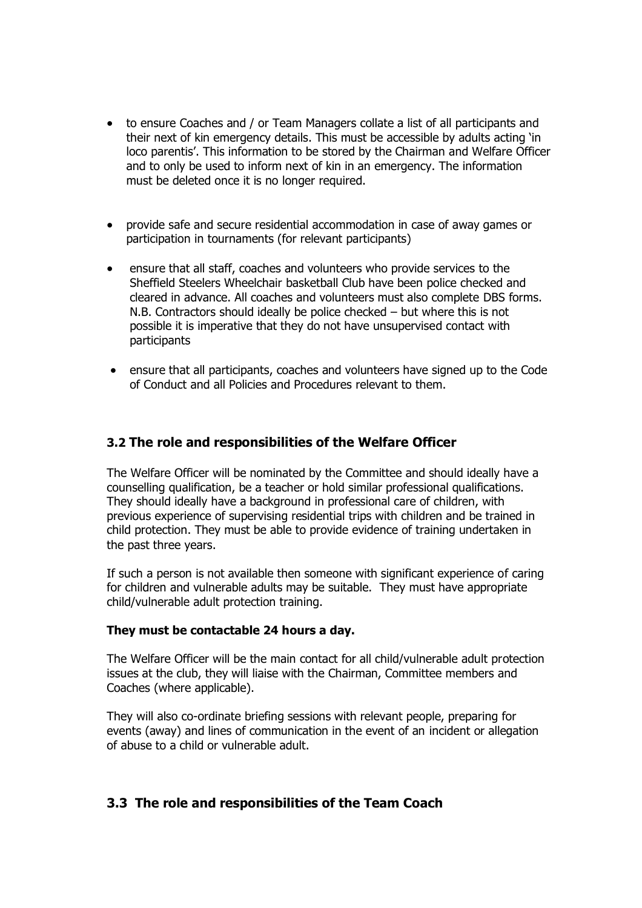- to ensure Coaches and / or Team Managers collate a list of all participants and their next of kin emergency details. This must be accessible by adults acting 'in loco parentis'. This information to be stored by the Chairman and Welfare Officer and to only be used to inform next of kin in an emergency. The information must be deleted once it is no longer required.

- provide safe and secure residential accommodation in case of away games or participation in tournaments (for relevant participants)

- ensure that all staff, coaches and volunteers who provide services to the Sheffield Steelers Wheelchair basketball Club have been police checked and cleared in advance. All coaches and volunteers must also complete DBS forms. N.B. Contractors should ideally be police checked – but where this is not possible it is imperative that they do not have unsupervised contact with participants

- ensure that all participants, coaches and volunteers have signed up to the Code of Conduct and all Policies and Procedures relevant to them.

### 3.2 The role and responsibilities of the Welfare Officer

The Welfare Officer will be nominated by the Committee and should ideally have a counselling qualification, be a teacher or hold similar professional qualifications. They should ideally have a background in professional care of children, with previous experience of supervising residential trips with children and be trained in child protection. They must be able to provide evidence of training undertaken in the past three years.

If such a person is not available then someone with significant experience of caring for children and vulnerable adults may be suitable. They must have appropriate child/vulnerable adult protection training.

**They must be contactable 24 hours a day.**

The Welfare Officer will be the main contact for all child/vulnerable adult protection issues at the club, they will liaise with the Chairman, Committee members and Coaches (where applicable).

They will also co-ordinate briefing sessions with relevant people, preparing for events (away) and lines of communication in the event of an incident or allegation of abuse to a child or vulnerable adult.

### 3.3 The role and responsibilities of the Team Coach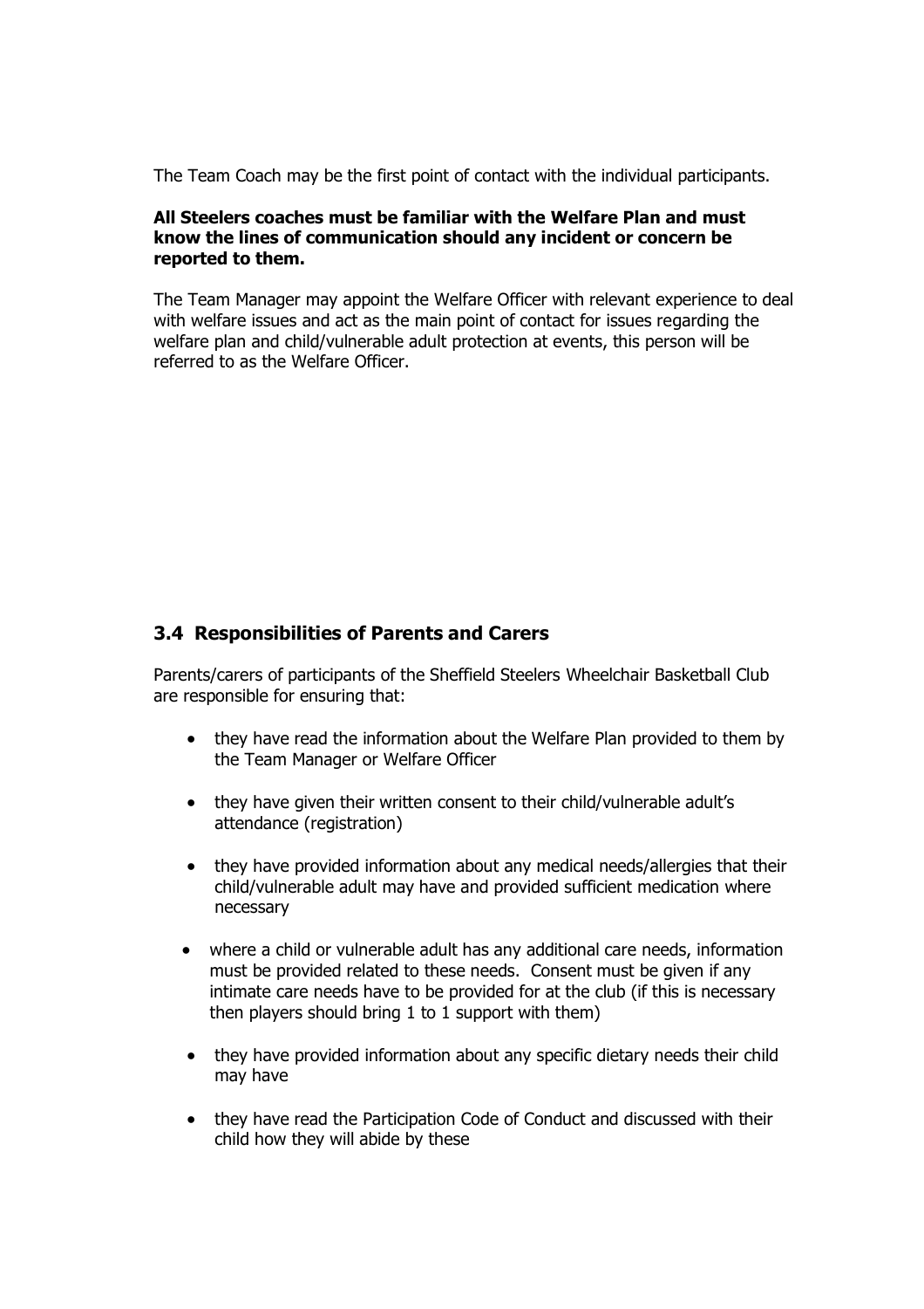The Team Coach may be the first point of contact with the individual participants.

**All Steelers coaches must be familiar with the Welfare Plan and must know the lines of communication should any incident or concern be reported to them.**

The Team Manager may appoint the Welfare Officer with relevant experience to deal with welfare issues and act as the main point of contact for issues regarding the welfare plan and child/vulnerable adult protection at events, this person will be referred to as the Welfare Officer.

## 3.4 Responsibilities of Parents and Carers

Parents/carers of participants of the Sheffield Steelers Wheelchair Basketball Club are responsible for ensuring that:

- they have read the information about the Welfare Plan provided to them by the Team Manager or Welfare Officer
- they have given their written consent to their child/vulnerable adult's attendance (registration)
- they have provided information about any medical needs/allergies that their child/vulnerable adult may have and provided sufficient medication where necessary
- where a child or vulnerable adult has any additional care needs, information must be provided related to these needs. Consent must be given if any intimate care needs have to be provided for at the club (if this is necessary then players should bring 1 to 1 support with them)
- they have provided information about any specific dietary needs their child may have
- they have read the Participation Code of Conduct and discussed with their child how they will abide by these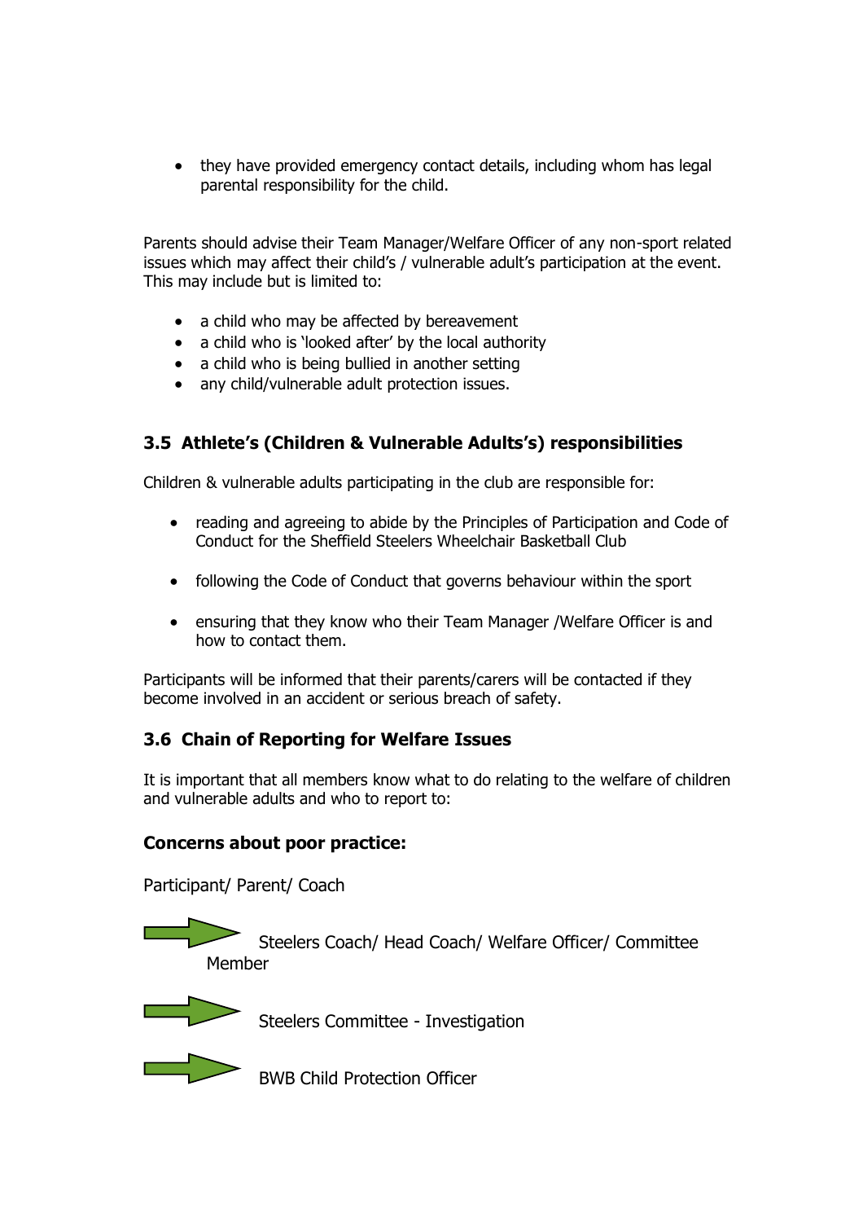- they have provided emergency contact details, including whom has legal parental responsibility for the child.

Parents should advise their Team Manager/Welfare Officer of any non-sport related issues which may affect their child's / vulnerable adult's participation at the event. This may include but is limited to:

- a child who may be affected by bereavement
- a child who is 'looked after' by the local authority
- a child who is being bullied in another setting
- any child/vulnerable adult protection issues.

### 3.5 Athlete's (Children & Vulnerable Adults's) responsibilities

Children & vulnerable adults participating in the club are responsible for:

- reading and agreeing to abide by the Principles of Participation and Code of Conduct for the Sheffield Steelers Wheelchair Basketball Club
- following the Code of Conduct that governs behaviour within the sport
- ensuring that they know who their Team Manager /Welfare Officer is and how to contact them.

Participants will be informed that their parents/carers will be contacted if they become involved in an accident or serious breach of safety.

### 3.6 Chain of Reporting for Welfare Issues

It is important that all members know what to do relating to the welfare of children and vulnerable adults and who to report to:

**Concerns about poor practice:**

Participant/ Parent/ Coach

→ Steelers Coach/ Head Coach/ Welfare Officer/ Committee Member

→ Steelers Committee - Investigation

→ BWB Child Protection Officer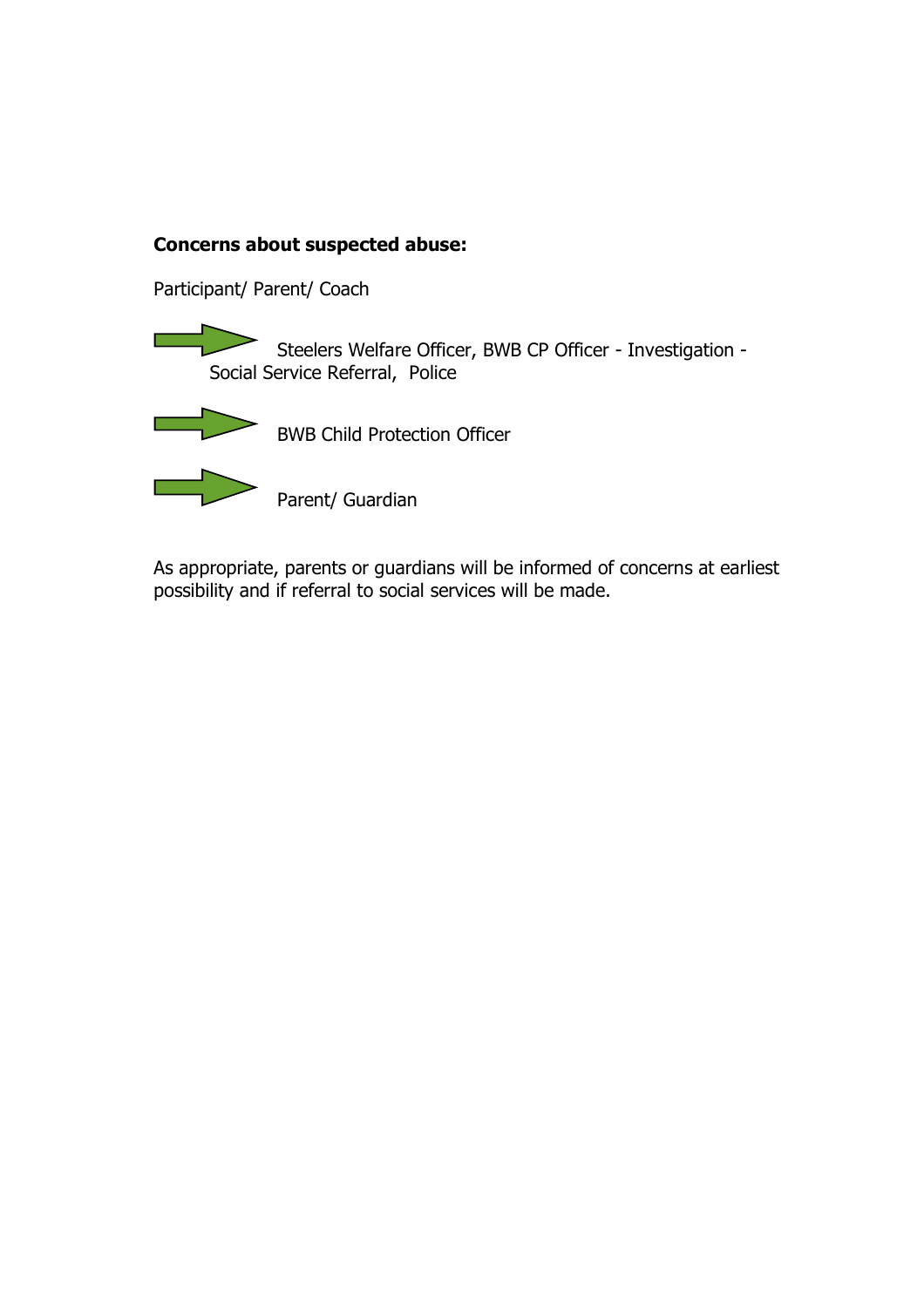**Concerns about suspected abuse:**

Participant/ Parent/ Coach

→ Steelers Welfare Officer, BWB CP Officer - Investigation - Social Service Referral, Police

→ BWB Child Protection Officer

→ Parent/ Guardian

As appropriate, parents or guardians will be informed of concerns at earliest possibility and if referral to social services will be made.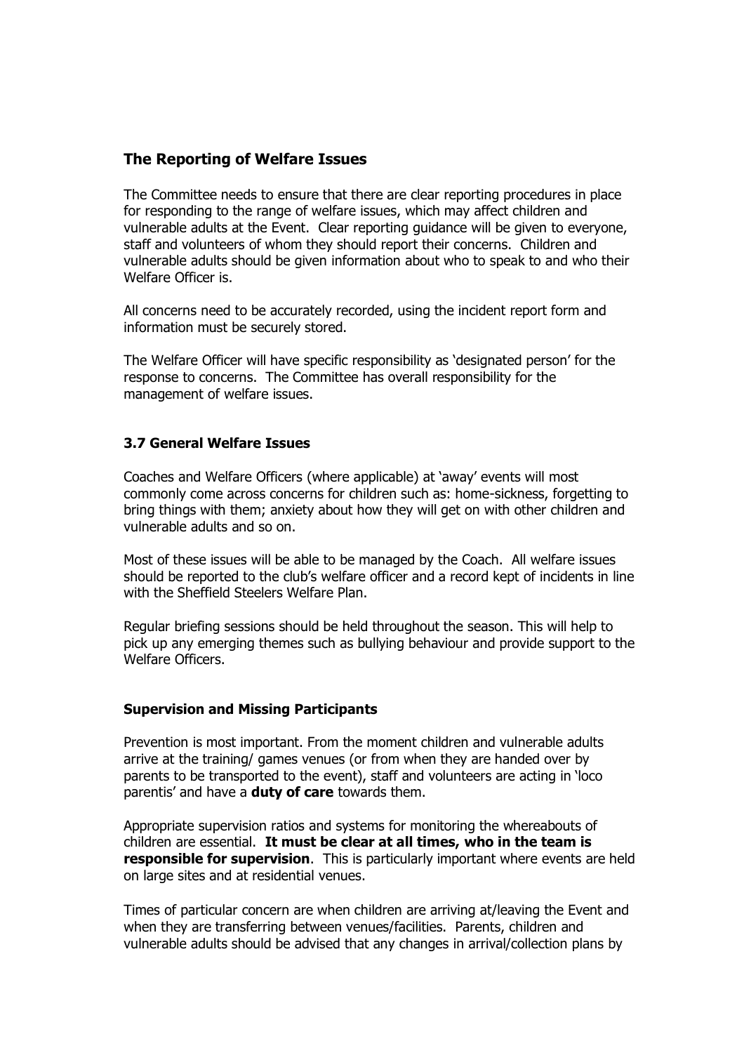## The Reporting of Welfare Issues

The Committee needs to ensure that there are clear reporting procedures in place for responding to the range of welfare issues, which may affect children and vulnerable adults at the Event. Clear reporting guidance will be given to everyone, staff and volunteers of whom they should report their concerns. Children and vulnerable adults should be given information about who to speak to and who their Welfare Officer is.

All concerns need to be accurately recorded, using the incident report form and information must be securely stored.

The Welfare Officer will have specific responsibility as 'designated person' for the response to concerns. The Committee has overall responsibility for the management of welfare issues.

### 3.7 General Welfare Issues

Coaches and Welfare Officers (where applicable) at 'away' events will most commonly come across concerns for children such as: home-sickness, forgetting to bring things with them; anxiety about how they will get on with other children and vulnerable adults and so on.

Most of these issues will be able to be managed by the Coach. All welfare issues should be reported to the club's welfare officer and a record kept of incidents in line with the Sheffield Steelers Welfare Plan.

Regular briefing sessions should be held throughout the season. This will help to pick up any emerging themes such as bullying behaviour and provide support to the Welfare Officers.

### Supervision and Missing Participants

Prevention is most important. From the moment children and vulnerable adults arrive at the training/ games venues (or from when they are handed over by parents to be transported to the event), staff and volunteers are acting in 'loco parentis' and have a **duty of care** towards them.

Appropriate supervision ratios and systems for monitoring the whereabouts of children are essential. **It must be clear at all times, who in the team is responsible for supervision**. This is particularly important where events are held on large sites and at residential venues.

Times of particular concern are when children are arriving at/leaving the Event and when they are transferring between venues/facilities. Parents, children and vulnerable adults should be advised that any changes in arrival/collection plans by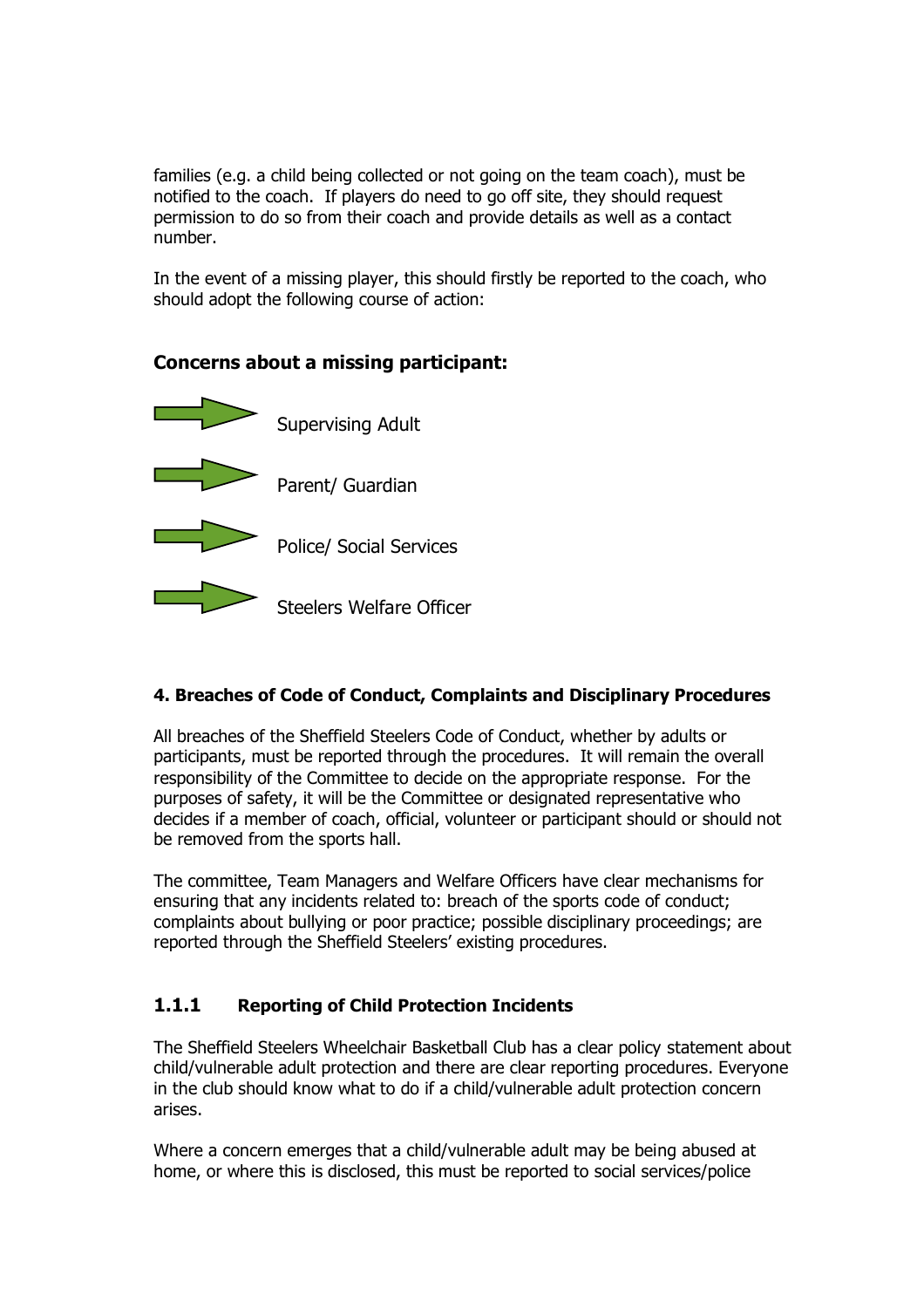families (e.g. a child being collected or not going on the team coach), must be notified to the coach. If players do need to go off site, they should request permission to do so from their coach and provide details as well as a contact number.

In the event of a missing player, this should firstly be reported to the coach, who should adopt the following course of action:

### Concerns about a missing participant:

- Supervising Adult
- Parent/ Guardian
- Police/ Social Services
- Steelers Welfare Officer

### 4. Breaches of Code of Conduct, Complaints and Disciplinary Procedures

All breaches of the Sheffield Steelers Code of Conduct, whether by adults or participants, must be reported through the procedures. It will remain the overall responsibility of the Committee to decide on the appropriate response. For the purposes of safety, it will be the Committee or designated representative who decides if a member of coach, official, volunteer or participant should or should not be removed from the sports hall.

The committee, Team Managers and Welfare Officers have clear mechanisms for ensuring that any incidents related to: breach of the sports code of conduct; complaints about bullying or poor practice; possible disciplinary proceedings; are reported through the Sheffield Steelers' existing procedures.

### 1.1.1 Reporting of Child Protection Incidents

The Sheffield Steelers Wheelchair Basketball Club has a clear policy statement about child/vulnerable adult protection and there are clear reporting procedures. Everyone in the club should know what to do if a child/vulnerable adult protection concern arises.

Where a concern emerges that a child/vulnerable adult may be being abused at home, or where this is disclosed, this must be reported to social services/police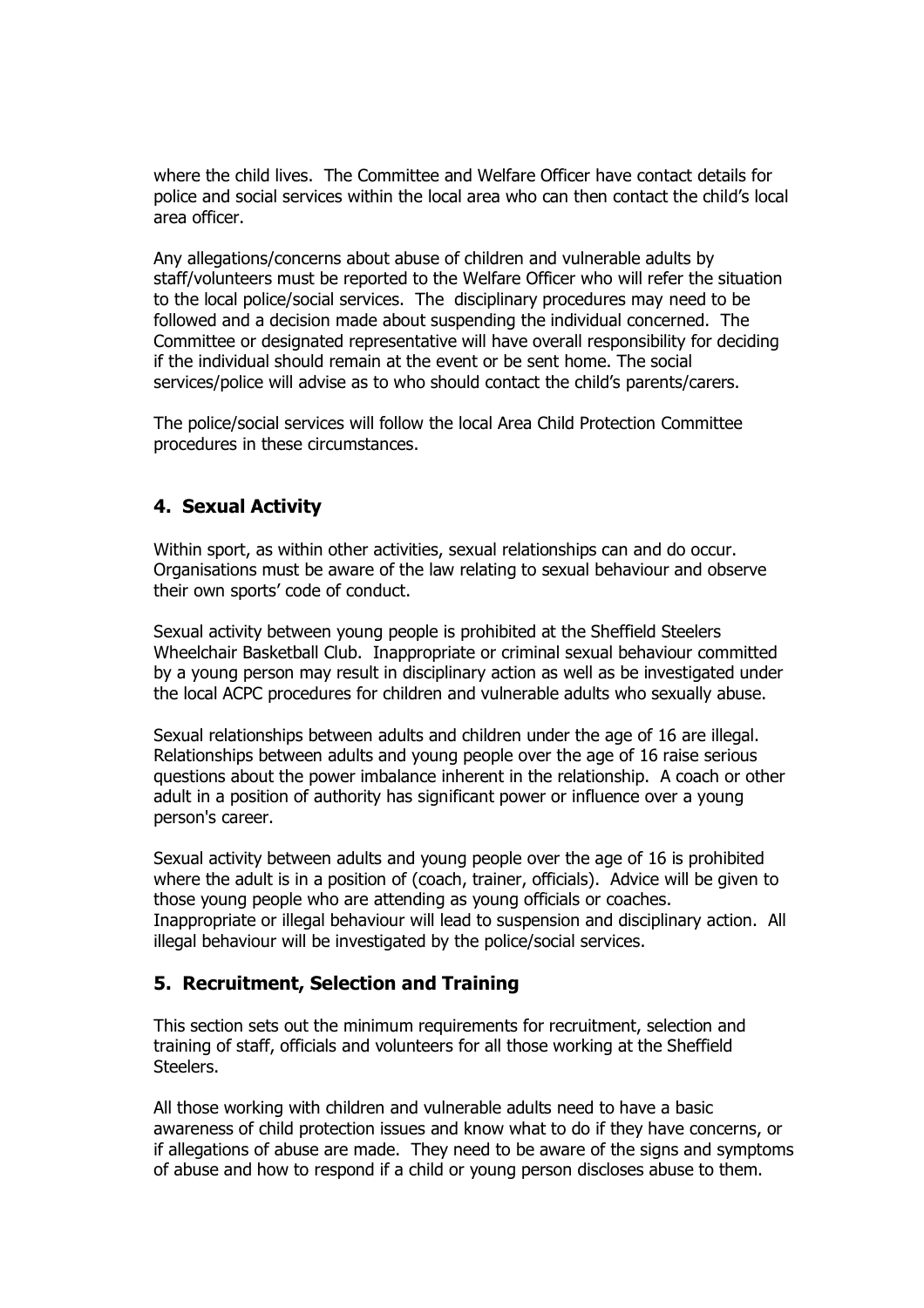where the child lives. The Committee and Welfare Officer have contact details for police and social services within the local area who can then contact the child's local area officer.

Any allegations/concerns about abuse of children and vulnerable adults by staff/volunteers must be reported to the Welfare Officer who will refer the situation to the local police/social services. The disciplinary procedures may need to be followed and a decision made about suspending the individual concerned. The Committee or designated representative will have overall responsibility for deciding if the individual should remain at the event or be sent home. The social services/police will advise as to who should contact the child's parents/carers.

The police/social services will follow the local Area Child Protection Committee procedures in these circumstances.

## 4. Sexual Activity

Within sport, as within other activities, sexual relationships can and do occur. Organisations must be aware of the law relating to sexual behaviour and observe their own sports' code of conduct.

Sexual activity between young people is prohibited at the Sheffield Steelers Wheelchair Basketball Club. Inappropriate or criminal sexual behaviour committed by a young person may result in disciplinary action as well as be investigated under the local ACPC procedures for children and vulnerable adults who sexually abuse.

Sexual relationships between adults and children under the age of 16 are illegal. Relationships between adults and young people over the age of 16 raise serious questions about the power imbalance inherent in the relationship. A coach or other adult in a position of authority has significant power or influence over a young person's career.

Sexual activity between adults and young people over the age of 16 is prohibited where the adult is in a position of (coach, trainer, officials). Advice will be given to those young people who are attending as young officials or coaches. Inappropriate or illegal behaviour will lead to suspension and disciplinary action. All illegal behaviour will be investigated by the police/social services.

## 5. Recruitment, Selection and Training

This section sets out the minimum requirements for recruitment, selection and training of staff, officials and volunteers for all those working at the Sheffield Steelers.

All those working with children and vulnerable adults need to have a basic awareness of child protection issues and know what to do if they have concerns, or if allegations of abuse are made. They need to be aware of the signs and symptoms of abuse and how to respond if a child or young person discloses abuse to them.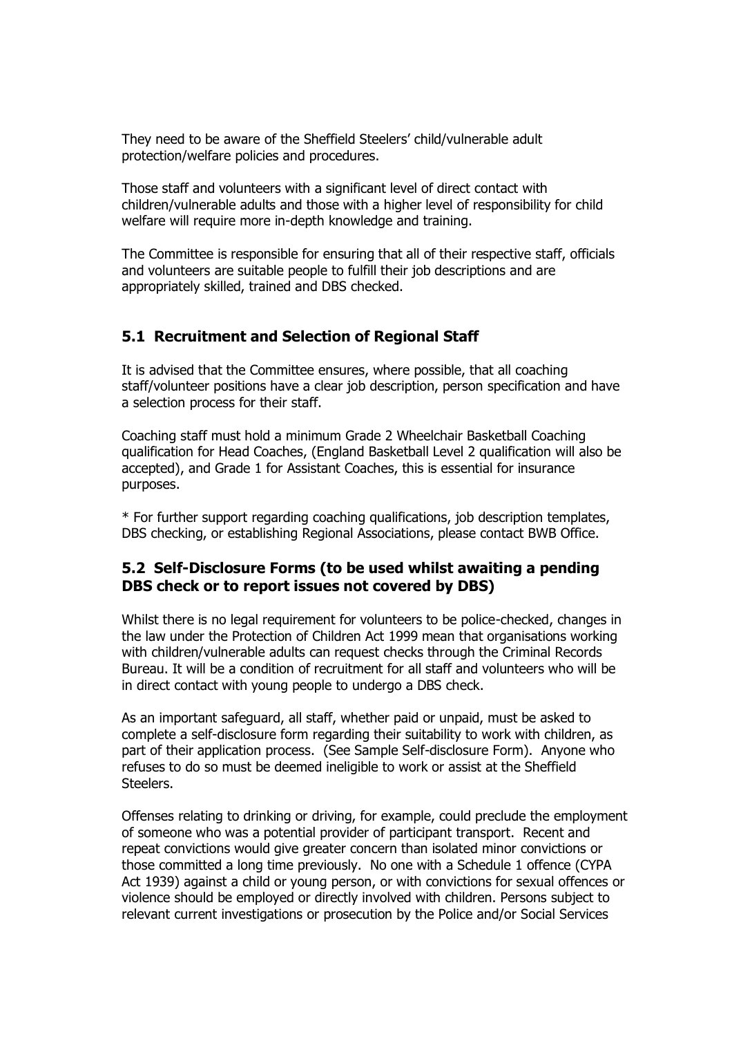They need to be aware of the Sheffield Steelers' child/vulnerable adult protection/welfare policies and procedures.

Those staff and volunteers with a significant level of direct contact with children/vulnerable adults and those with a higher level of responsibility for child welfare will require more in-depth knowledge and training.

The Committee is responsible for ensuring that all of their respective staff, officials and volunteers are suitable people to fulfill their job descriptions and are appropriately skilled, trained and DBS checked.

## 5.1 Recruitment and Selection of Regional Staff

It is advised that the Committee ensures, where possible, that all coaching staff/volunteer positions have a clear job description, person specification and have a selection process for their staff.

Coaching staff must hold a minimum Grade 2 Wheelchair Basketball Coaching qualification for Head Coaches, (England Basketball Level 2 qualification will also be accepted), and Grade 1 for Assistant Coaches, this is essential for insurance purposes.

* For further support regarding coaching qualifications, job description templates, DBS checking, or establishing Regional Associations, please contact BWB Office.

## 5.2 Self-Disclosure Forms (to be used whilst awaiting a pending DBS check or to report issues not covered by DBS)

Whilst there is no legal requirement for volunteers to be police-checked, changes in the law under the Protection of Children Act 1999 mean that organisations working with children/vulnerable adults can request checks through the Criminal Records Bureau. It will be a condition of recruitment for all staff and volunteers who will be in direct contact with young people to undergo a DBS check.

As an important safeguard, all staff, whether paid or unpaid, must be asked to complete a self-disclosure form regarding their suitability to work with children, as part of their application process. (See Sample Self-disclosure Form). Anyone who refuses to do so must be deemed ineligible to work or assist at the Sheffield Steelers.

Offenses relating to drinking or driving, for example, could preclude the employment of someone who was a potential provider of participant transport. Recent and repeat convictions would give greater concern than isolated minor convictions or those committed a long time previously. No one with a Schedule 1 offence (CYPA Act 1939) against a child or young person, or with convictions for sexual offences or violence should be employed or directly involved with children. Persons subject to relevant current investigations or prosecution by the Police and/or Social Services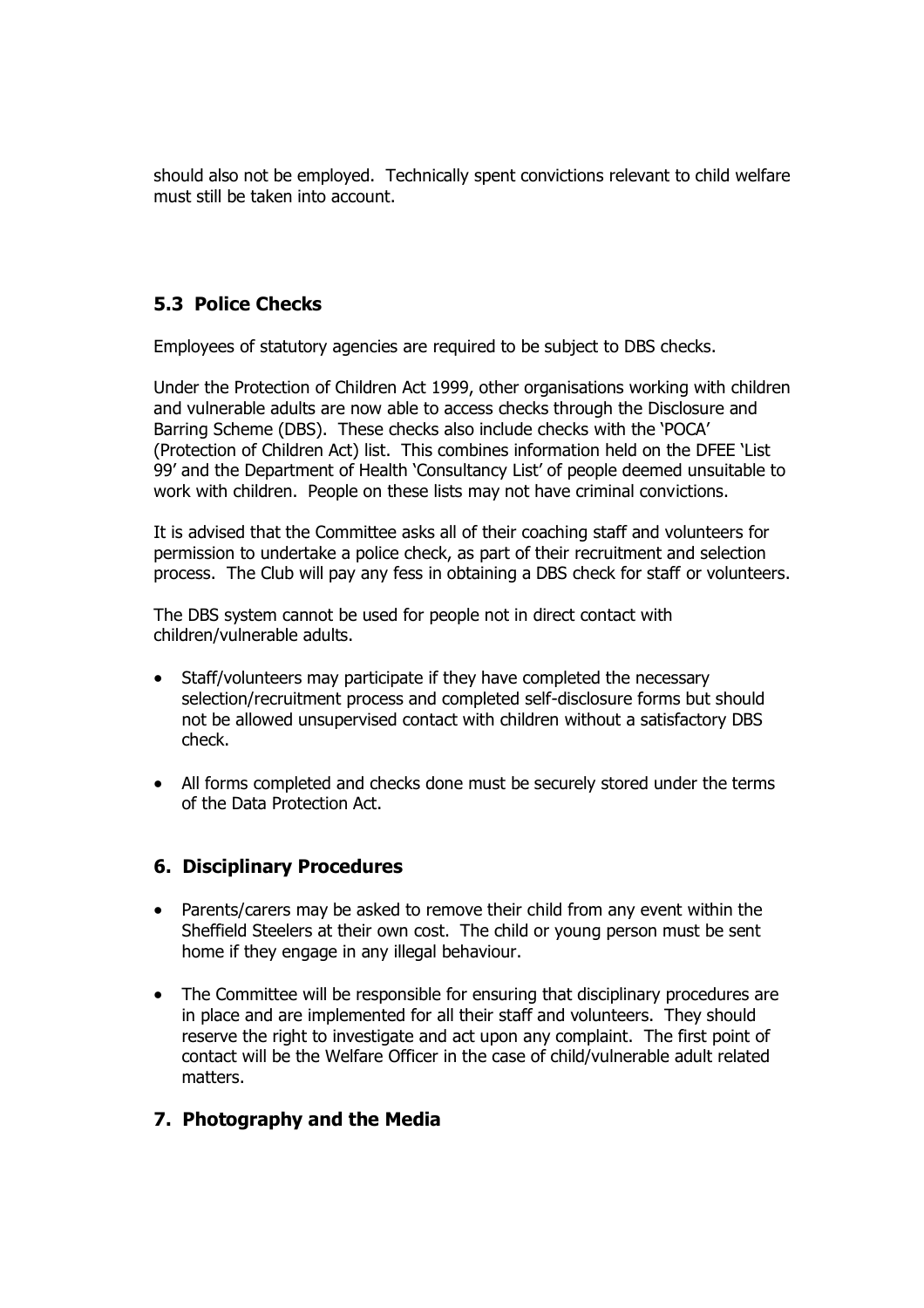should also not be employed. Technically spent convictions relevant to child welfare must still be taken into account.

## 5.3 Police Checks

Employees of statutory agencies are required to be subject to DBS checks.

Under the Protection of Children Act 1999, other organisations working with children and vulnerable adults are now able to access checks through the Disclosure and Barring Scheme (DBS). These checks also include checks with the 'POCA' (Protection of Children Act) list. This combines information held on the DFEE 'List 99' and the Department of Health 'Consultancy List' of people deemed unsuitable to work with children. People on these lists may not have criminal convictions.

It is advised that the Committee asks all of their coaching staff and volunteers for permission to undertake a police check, as part of their recruitment and selection process. The Club will pay any fess in obtaining a DBS check for staff or volunteers.

The DBS system cannot be used for people not in direct contact with children/vulnerable adults.

- Staff/volunteers may participate if they have completed the necessary selection/recruitment process and completed self-disclosure forms but should not be allowed unsupervised contact with children without a satisfactory DBS check.
- All forms completed and checks done must be securely stored under the terms of the Data Protection Act.

## 6. Disciplinary Procedures

- Parents/carers may be asked to remove their child from any event within the Sheffield Steelers at their own cost. The child or young person must be sent home if they engage in any illegal behaviour.
- The Committee will be responsible for ensuring that disciplinary procedures are in place and are implemented for all their staff and volunteers. They should reserve the right to investigate and act upon any complaint. The first point of contact will be the Welfare Officer in the case of child/vulnerable adult related matters.

## 7. Photography and the Media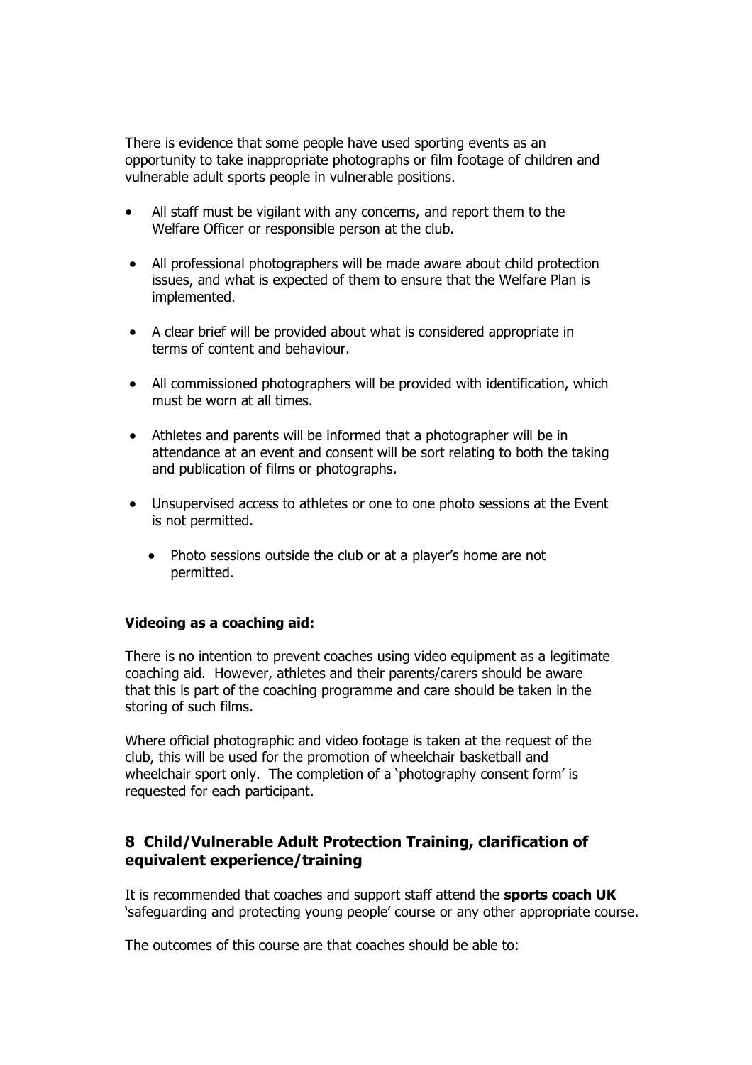There is evidence that some people have used sporting events as an opportunity to take inappropriate photographs or film footage of children and vulnerable adult sports people in vulnerable positions.

- All staff must be vigilant with any concerns, and report them to the Welfare Officer or responsible person at the club.
- All professional photographers will be made aware about child protection issues, and what is expected of them to ensure that the Welfare Plan is implemented.
- A clear brief will be provided about what is considered appropriate in terms of content and behaviour.
- All commissioned photographers will be provided with identification, which must be worn at all times.
- Athletes and parents will be informed that a photographer will be in attendance at an event and consent will be sort relating to both the taking and publication of films or photographs.
- Unsupervised access to athletes or one to one photo sessions at the Event is not permitted.
  - Photo sessions outside the club or at a player's home are not permitted.

**Videoing as a coaching aid:**

There is no intention to prevent coaches using video equipment as a legitimate coaching aid. However, athletes and their parents/carers should be aware that this is part of the coaching programme and care should be taken in the storing of such films.

Where official photographic and video footage is taken at the request of the club, this will be used for the promotion of wheelchair basketball and wheelchair sport only. The completion of a 'photography consent form' is requested for each participant.

## 8 Child/Vulnerable Adult Protection Training, clarification of equivalent experience/training

It is recommended that coaches and support staff attend the **sports coach UK** 'safeguarding and protecting young people' course or any other appropriate course.

The outcomes of this course are that coaches should be able to: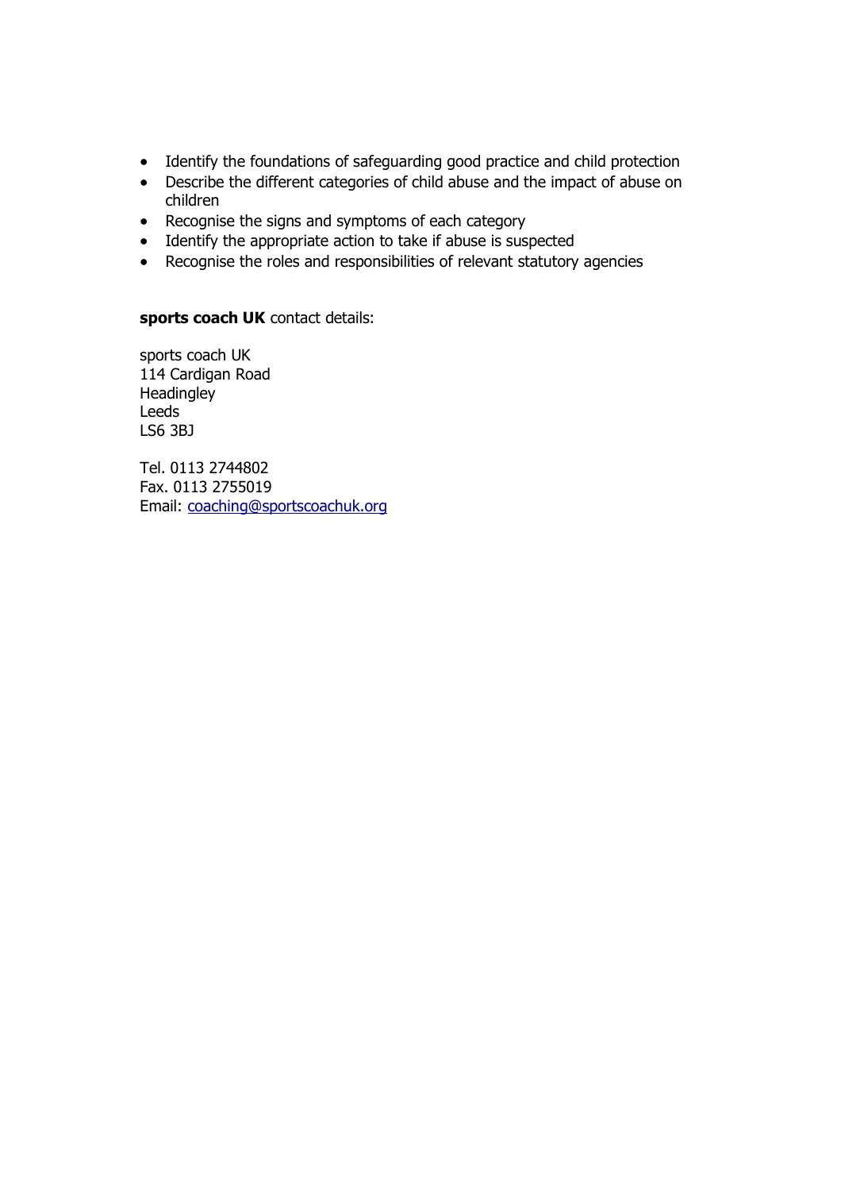- Identify the foundations of safeguarding good practice and child protection
- Describe the different categories of child abuse and the impact of abuse on children
- Recognise the signs and symptoms of each category
- Identify the appropriate action to take if abuse is suspected
- Recognise the roles and responsibilities of relevant statutory agencies

**sports coach UK** contact details:

sports coach UK
114 Cardigan Road
Headingley
Leeds
LS6 3BJ

Tel. 0113 2744802
Fax. 0113 2755019
Email: coaching@sportscoachuk.org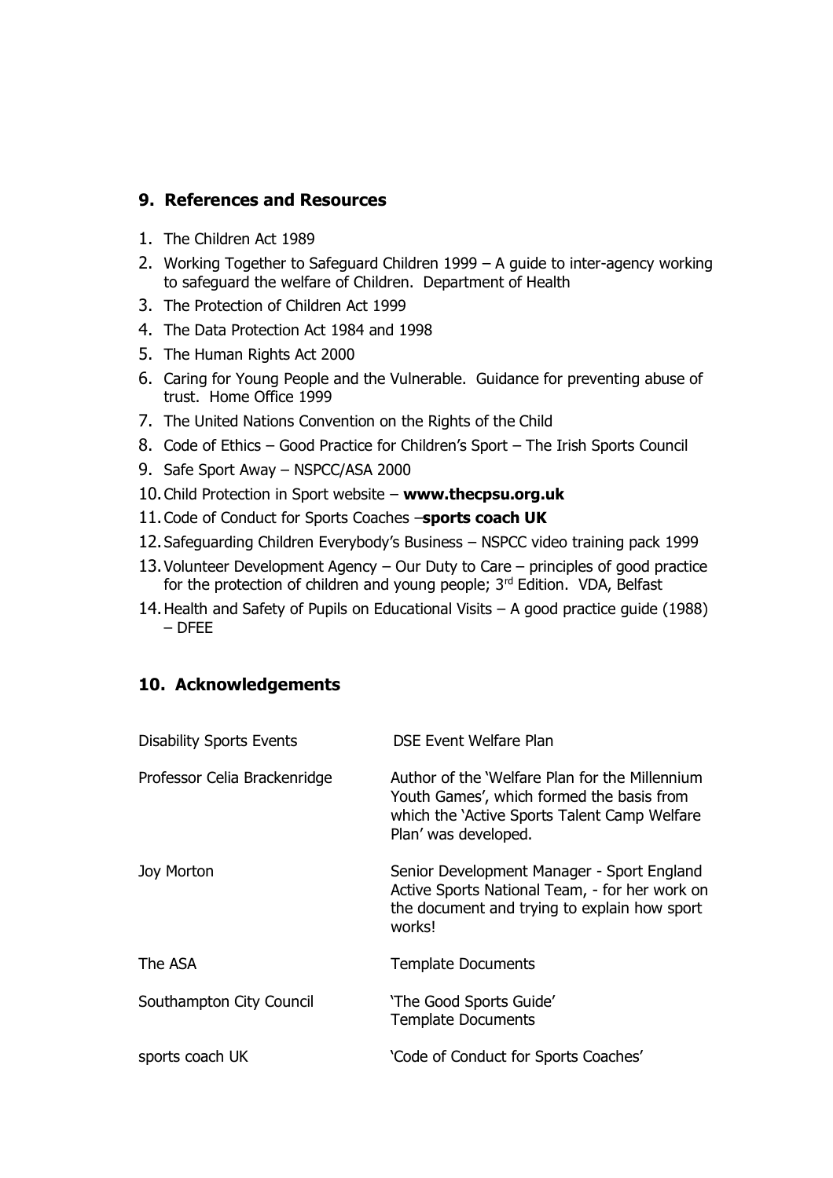## 9. References and Resources

1. The Children Act 1989
2. Working Together to Safeguard Children 1999 – A guide to inter-agency working to safeguard the welfare of Children. Department of Health
3. The Protection of Children Act 1999
4. The Data Protection Act 1984 and 1998
5. The Human Rights Act 2000
6. Caring for Young People and the Vulnerable. Guidance for preventing abuse of trust. Home Office 1999
7. The United Nations Convention on the Rights of the Child
8. Code of Ethics – Good Practice for Children's Sport – The Irish Sports Council
9. Safe Sport Away – NSPCC/ASA 2000
10. Child Protection in Sport website – **www.thecpsu.org.uk**
11. Code of Conduct for Sports Coaches –**sports coach UK**
12. Safeguarding Children Everybody's Business – NSPCC video training pack 1999
13. Volunteer Development Agency – Our Duty to Care – principles of good practice for the protection of children and young people; 3rd Edition. VDA, Belfast
14. Health and Safety of Pupils on Educational Visits – A good practice guide (1988) – DFEE

## 10. Acknowledgements

| | |
|---|---|
| Disability Sports Events | DSE Event Welfare Plan |
| Professor Celia Brackenridge | Author of the 'Welfare Plan for the Millennium Youth Games', which formed the basis from which the 'Active Sports Talent Camp Welfare Plan' was developed. |
| Joy Morton | Senior Development Manager - Sport England Active Sports National Team, - for her work on the document and trying to explain how sport works! |
| The ASA | Template Documents |
| Southampton City Council | 'The Good Sports Guide' Template Documents |
| sports coach UK | 'Code of Conduct for Sports Coaches' |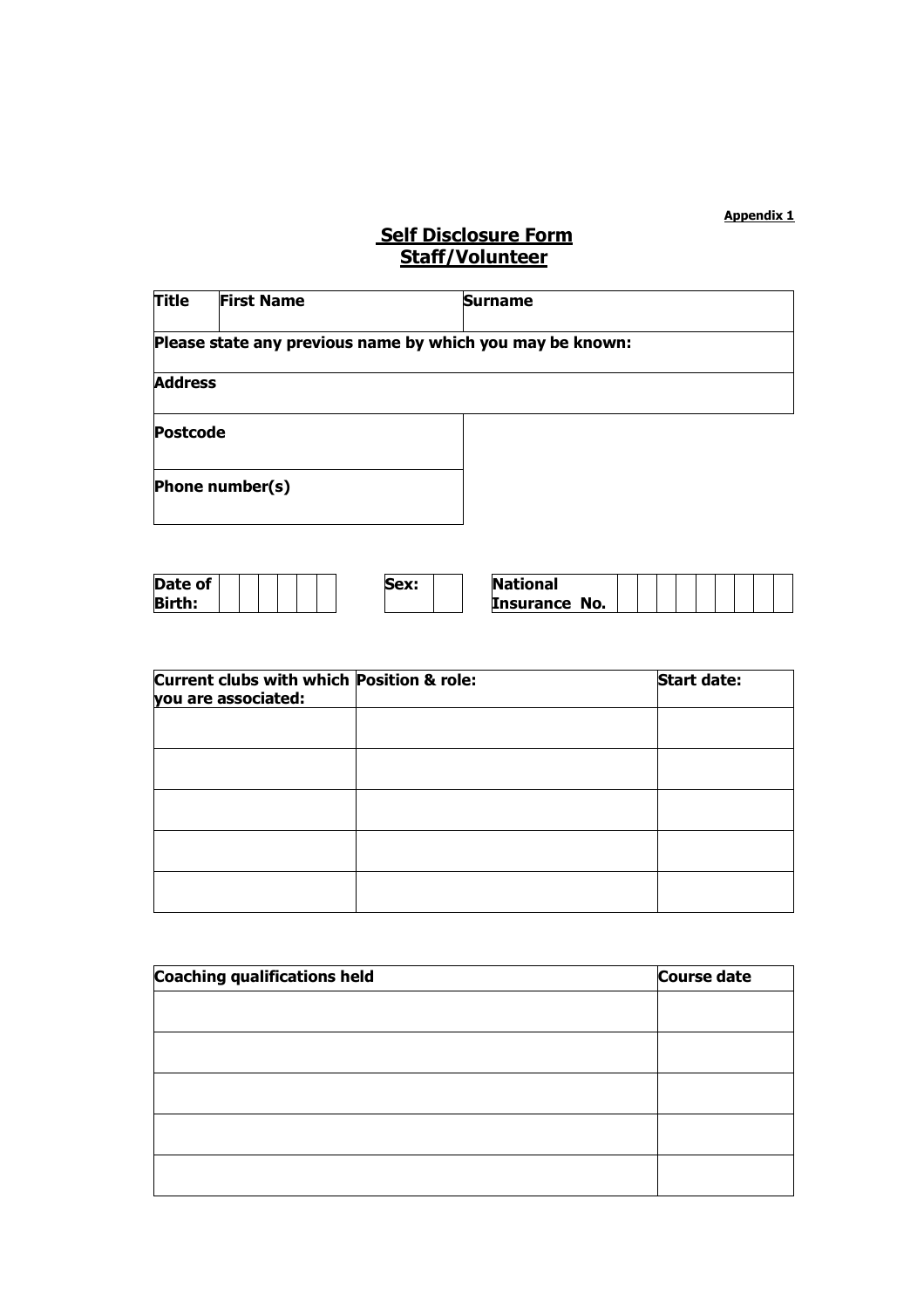**Appendix 1**

## Self Disclosure Form
## Staff/Volunteer

| Title | First Name | Surname |
|---|---|---|
| **Please state any previous name by which you may be known:** | | |
| **Address** | | |
| **Postcode** | | |
| **Phone number(s)** | | |

| Date of Birth: | | | | | | | Sex: | | National Insurance No. | | | | | | | | | |
|---|---|---|---|---|---|---|---|---|---|---|---|---|---|---|---|---|---|---|

| Current clubs with which you are associated: | Position & role: | Start date: |
|---|---|---|
| | | |
| | | |
| | | |
| | | |
| | | |

| Coaching qualifications held | Course date |
|---|---|
| | |
| | |
| | |
| | |
| | |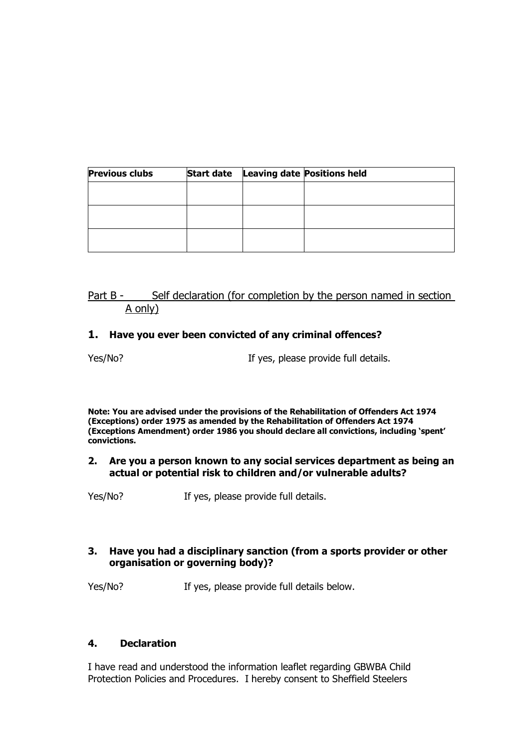| **Previous clubs** | **Start date** | **Leaving date** | **Positions held** |
|---|---|---|---|
| | | | |
| | | | |
| | | | |

Part B - Self declaration (for completion by the person named in section A only)

**1. Have you ever been convicted of any criminal offences?**

Yes/No? If yes, please provide full details.

**Note: You are advised under the provisions of the Rehabilitation of Offenders Act 1974 (Exceptions) order 1975 as amended by the Rehabilitation of Offenders Act 1974 (Exceptions Amendment) order 1986 you should declare all convictions, including 'spent' convictions.**

**2. Are you a person known to any social services department as being an actual or potential risk to children and/or vulnerable adults?**

Yes/No? If yes, please provide full details.

**3. Have you had a disciplinary sanction (from a sports provider or other organisation or governing body)?**

Yes/No? If yes, please provide full details below.

**4. Declaration**

I have read and understood the information leaflet regarding GBWBA Child Protection Policies and Procedures. I hereby consent to Sheffield Steelers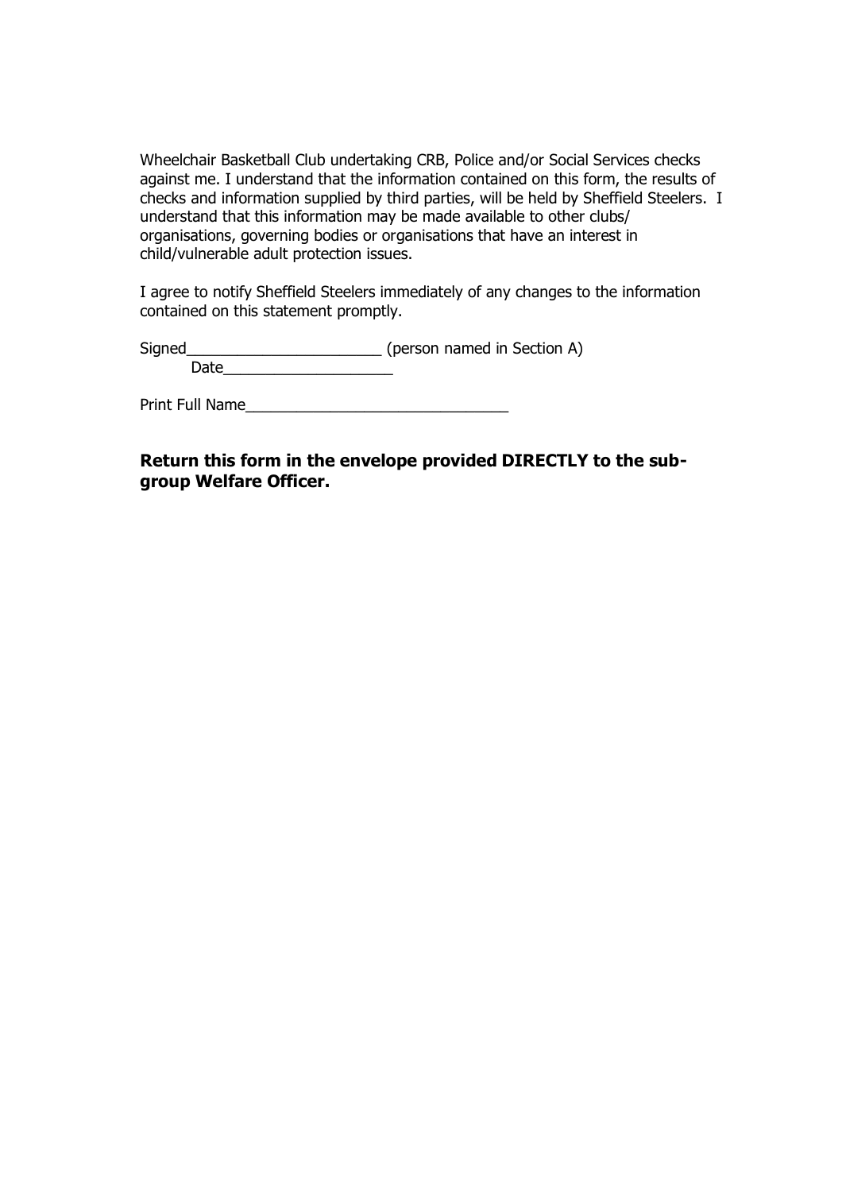Wheelchair Basketball Club undertaking CRB, Police and/or Social Services checks against me. I understand that the information contained on this form, the results of checks and information supplied by third parties, will be held by Sheffield Steelers. I understand that this information may be made available to other clubs/ organisations, governing bodies or organisations that have an interest in child/vulnerable adult protection issues.

I agree to notify Sheffield Steelers immediately of any changes to the information contained on this statement promptly.

Signed_______________________ (person named in Section A)
Date____________________

Print Full Name_______________________________

**Return this form in the envelope provided DIRECTLY to the sub-group Welfare Officer.**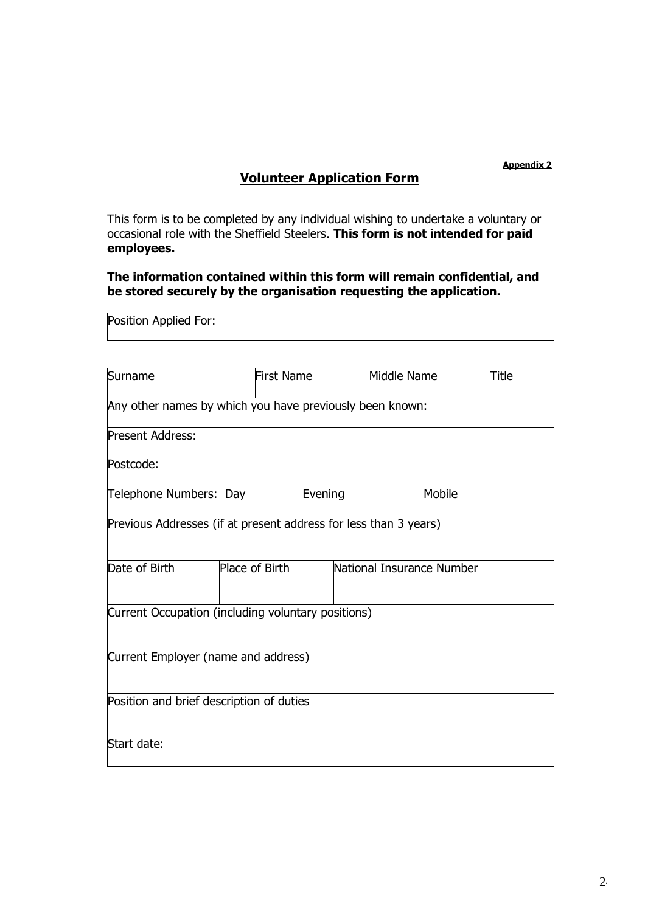**Appendix 2**

## Volunteer Application Form

This form is to be completed by any individual wishing to undertake a voluntary or occasional role with the Sheffield Steelers. **This form is not intended for paid employees.**

**The information contained within this form will remain confidential, and be stored securely by the organisation requesting the application.**

| Position Applied For: |
|---|

| Surname | First Name | Middle Name | Title |
|---|---|---|---|
| Any other names by which you have previously been known: | | | |
| Present Address:<br><br>Postcode: | | | |
| Telephone Numbers: Day | Evening | Mobile | |
| Previous Addresses (if at present address for less than 3 years) | | | |

| Date of Birth | Place of Birth | National Insurance Number |
|---|---|---|
| Current Occupation (including voluntary positions) | | |
| Current Employer (name and address) | | |
| Position and brief description of duties<br><br>Start date: | | |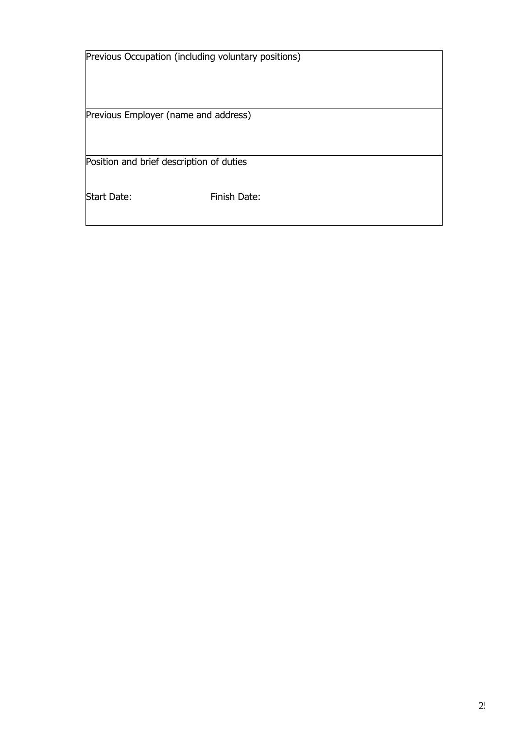| Previous Occupation (including voluntary positions) |
| --- |
| Previous Employer (name and address) |
| Position and brief description of duties<br><br>Start Date: Finish Date: |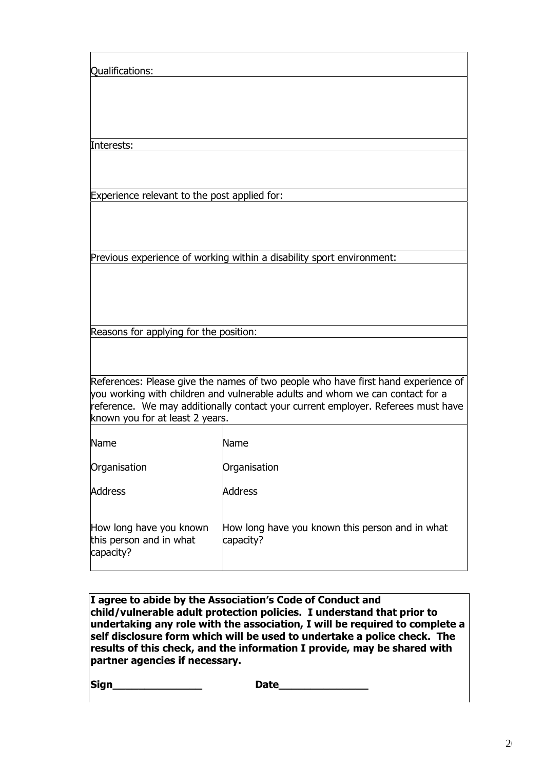Qualifications:

Interests:

Experience relevant to the post applied for:

Previous experience of working within a disability sport environment:

Reasons for applying for the position:

References: Please give the names of two people who have first hand experience of you working with children and vulnerable adults and whom we can contact for a reference. We may additionally contact your current employer. Referees must have known you for at least 2 years.

| | |
|---|---|
| Name | Name |
| Organisation | Organisation |
| Address | Address |
| How long have you known this person and in what capacity? | How long have you known this person and in what capacity? |

**I agree to abide by the Association's Code of Conduct and child/vulnerable adult protection policies. I understand that prior to undertaking any role with the association, I will be required to complete a self disclosure form which will be used to undertake a police check. The results of this check, and the information I provide, may be shared with partner agencies if necessary.**

**Sign_______________ Date_______________**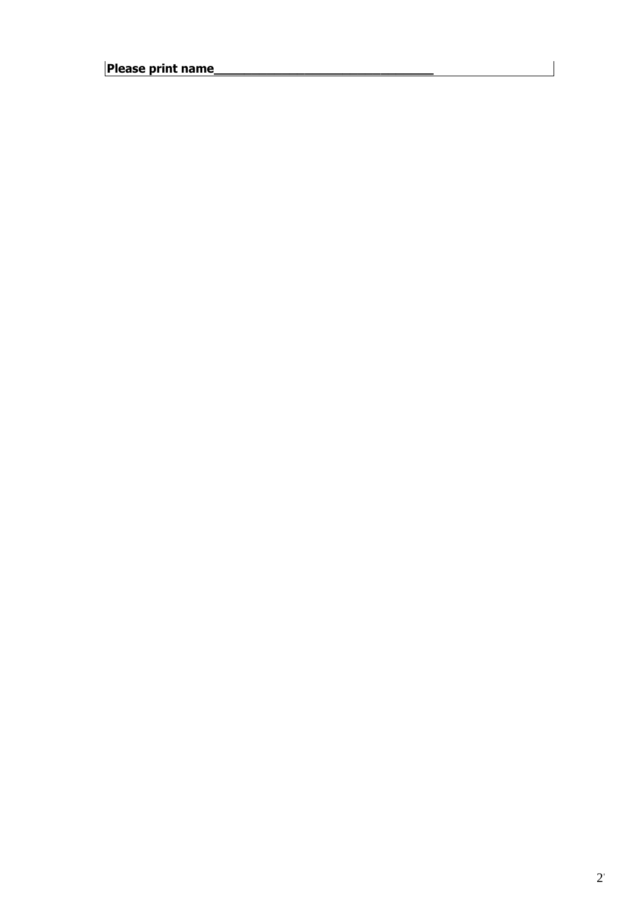**Please print name_______________________________**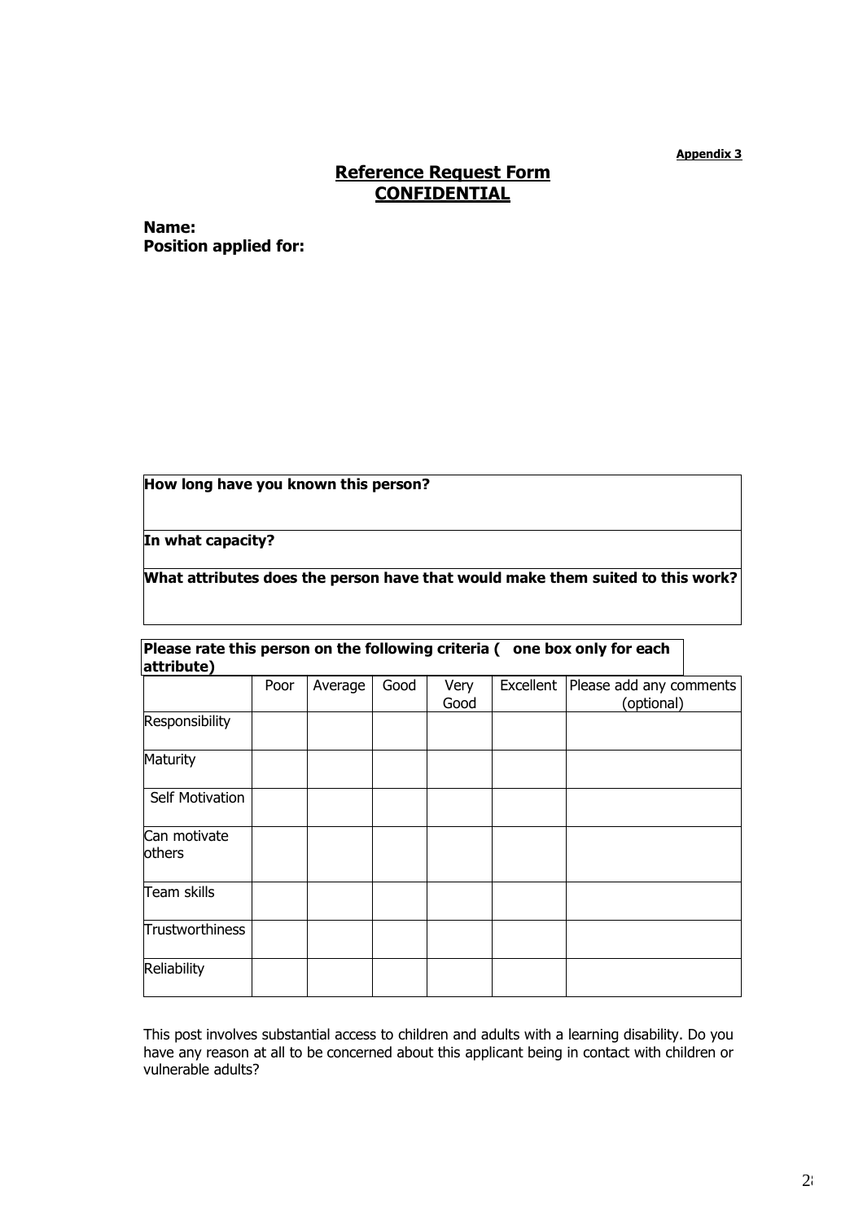**Appendix 3**

## Reference Request Form
## CONFIDENTIAL

**Name:**
**Position applied for:**

| **How long have you known this person?** |
|---|
| **In what capacity?** |
| **What attributes does the person have that would make them suited to this work?** |

**Please rate this person on the following criteria (   one box only for each attribute)**

| | Poor | Average | Good | Very Good | Excellent | Please add any comments (optional) |
|---|---|---|---|---|---|---|
| Responsibility | | | | | | |
| Maturity | | | | | | |
| Self Motivation | | | | | | |
| Can motivate others | | | | | | |
| Team skills | | | | | | |
| Trustworthiness | | | | | | |
| Reliability | | | | | | |

This post involves substantial access to children and adults with a learning disability. Do you have any reason at all to be concerned about this applicant being in contact with children or vulnerable adults?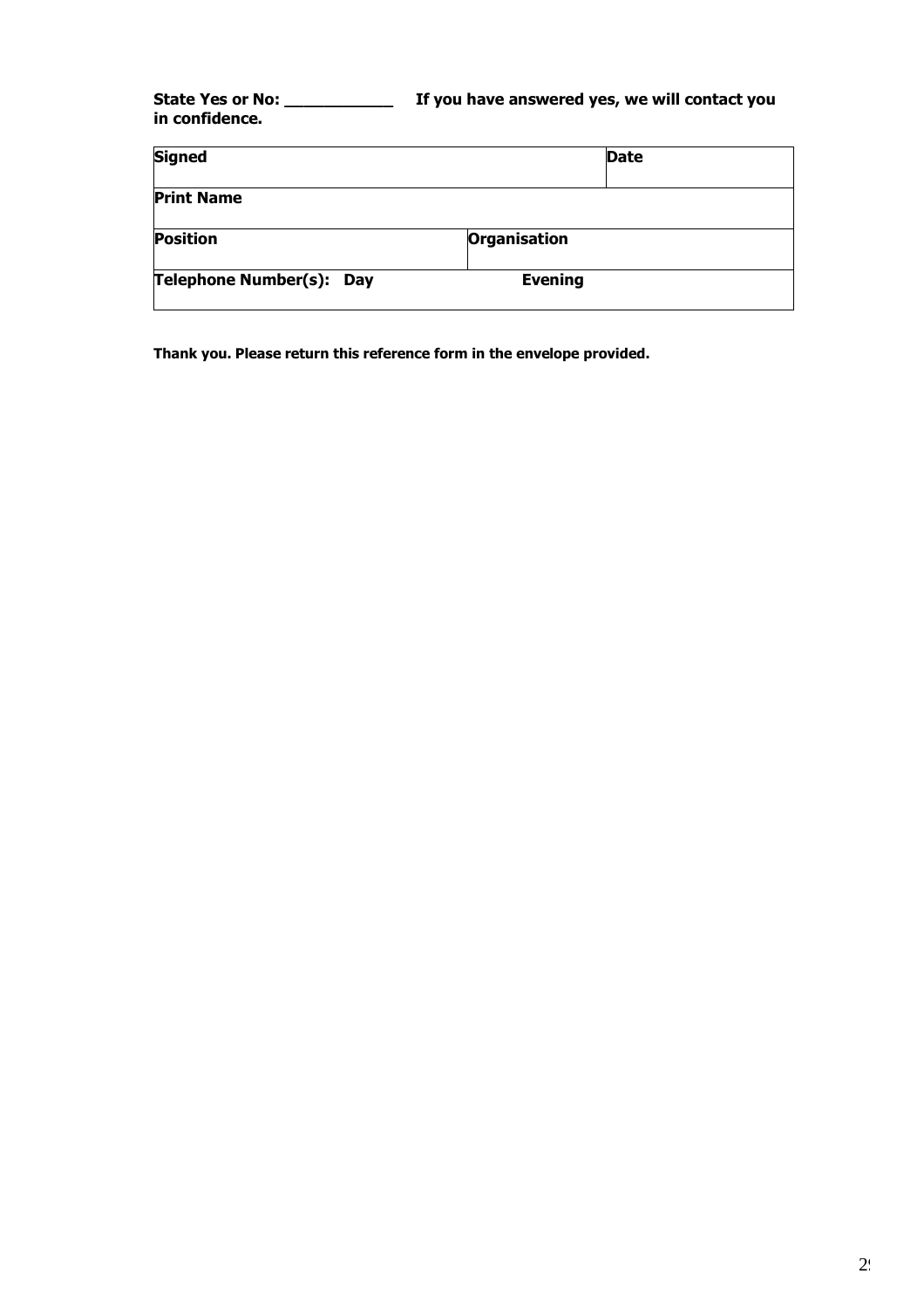**State Yes or No: ___________ If you have answered yes, we will contact you in confidence.**

| **Signed** | | **Date** |
|---|---|---|
| **Print Name** | | |
| **Position** | **Organisation** | |
| **Telephone Number(s): Day** | **Evening** | |

**Thank you. Please return this reference form in the envelope provided.**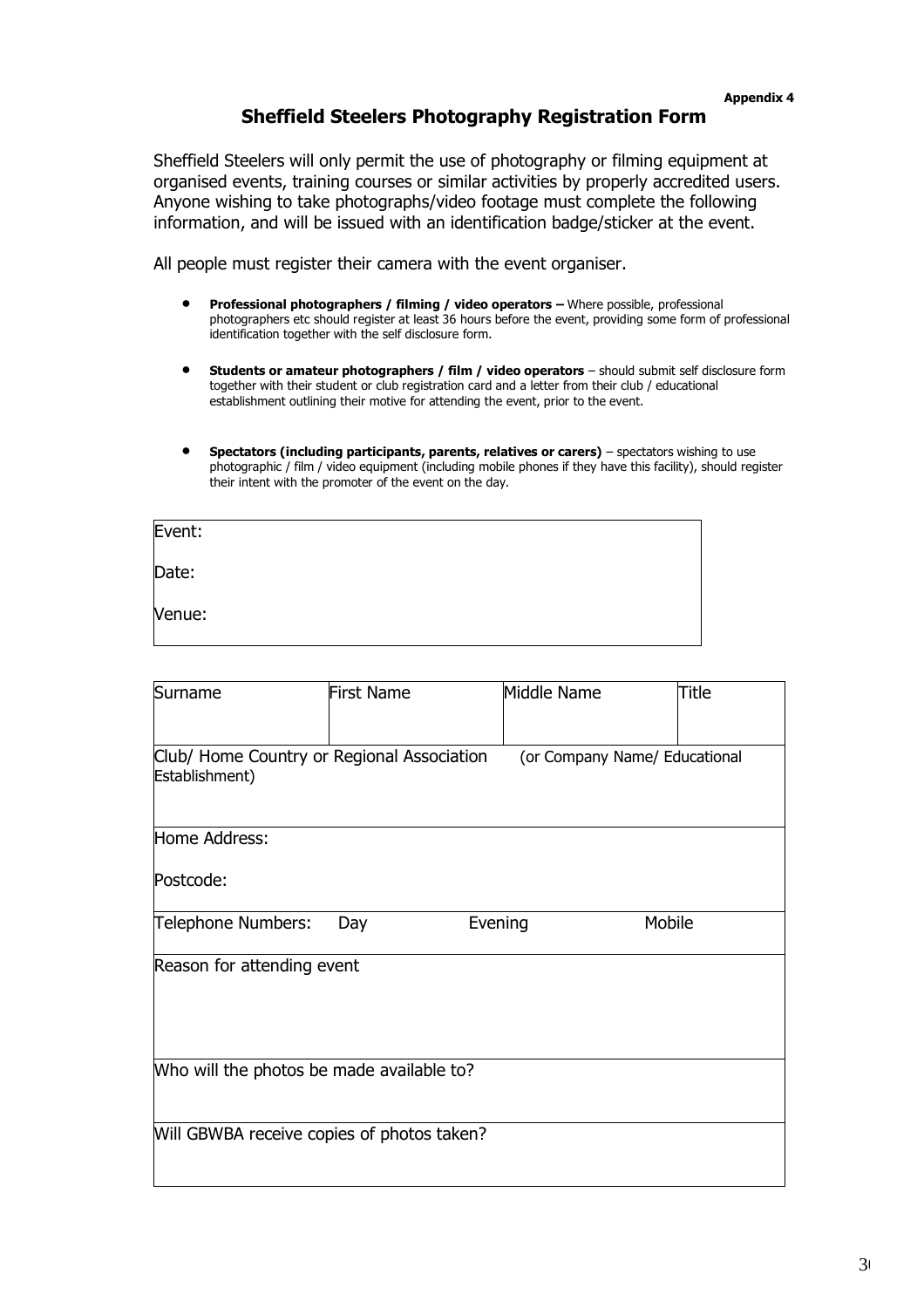**Appendix 4**

## Sheffield Steelers Photography Registration Form

Sheffield Steelers will only permit the use of photography or filming equipment at organised events, training courses or similar activities by properly accredited users. Anyone wishing to take photographs/video footage must complete the following information, and will be issued with an identification badge/sticker at the event.

All people must register their camera with the event organiser.

- **Professional photographers / filming / video operators –** Where possible, professional photographers etc should register at least 36 hours before the event, providing some form of professional identification together with the self disclosure form.
- **Students or amateur photographers / film / video operators** – should submit self disclosure form together with their student or club registration card and a letter from their club / educational establishment outlining their motive for attending the event, prior to the event.
- **Spectators (including participants, parents, relatives or carers)** – spectators wishing to use photographic / film / video equipment (including mobile phones if they have this facility), should register their intent with the promoter of the event on the day.

| |
|---|
| Event: |
| Date: |
| Venue: |

| Surname | First Name | Middle Name | Title |
|---|---|---|---|
| Club/ Home Country or Regional Association (or Company Name/ Educational Establishment) | | | |
| Home Address:<br><br>Postcode: | | | |
| Telephone Numbers: Day | Evening | Mobile | |
| Reason for attending event | | | |
| Who will the photos be made available to? | | | |
| Will GBWBA receive copies of photos taken? | | | |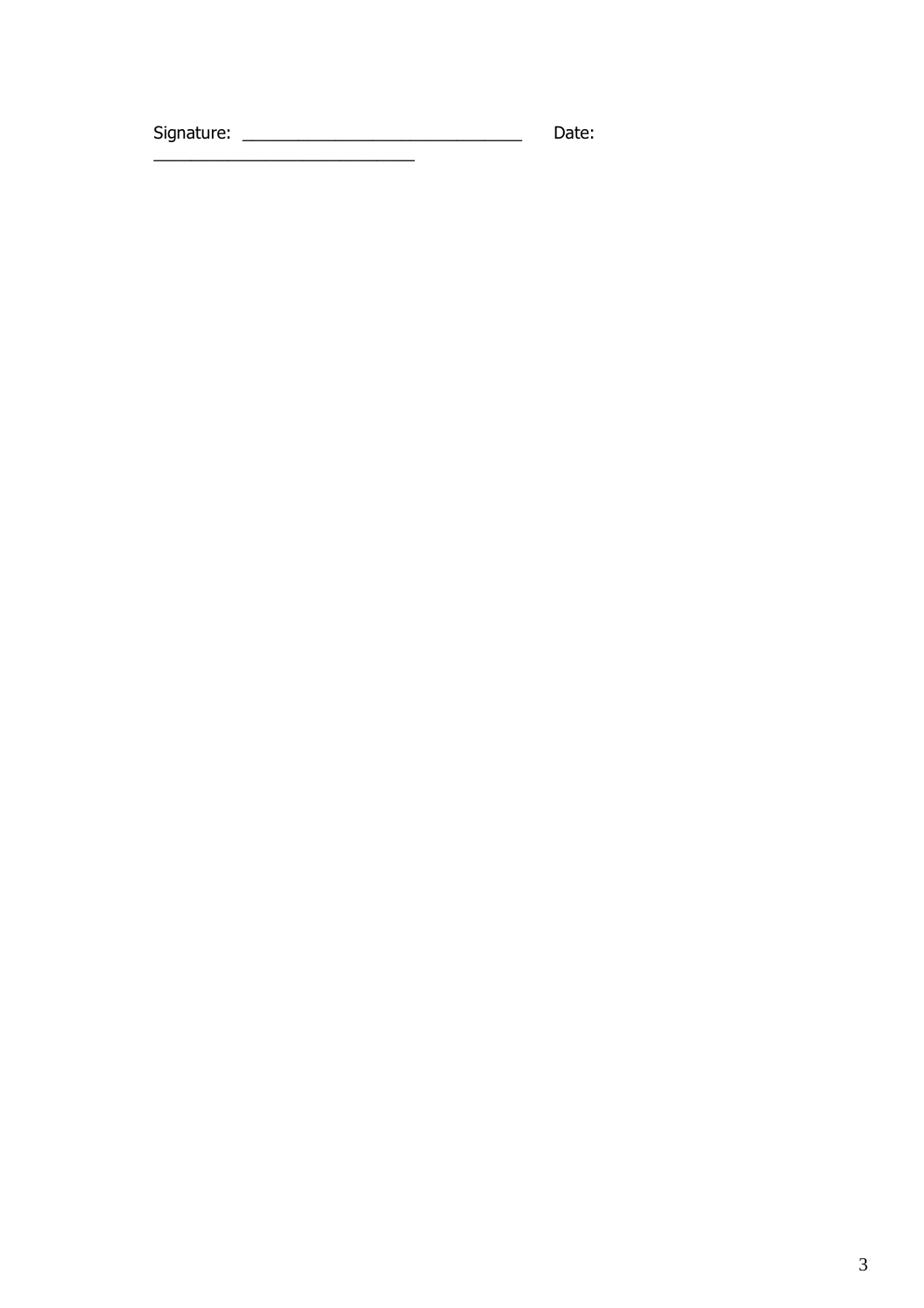Signature: _______________________________ Date: _____________________________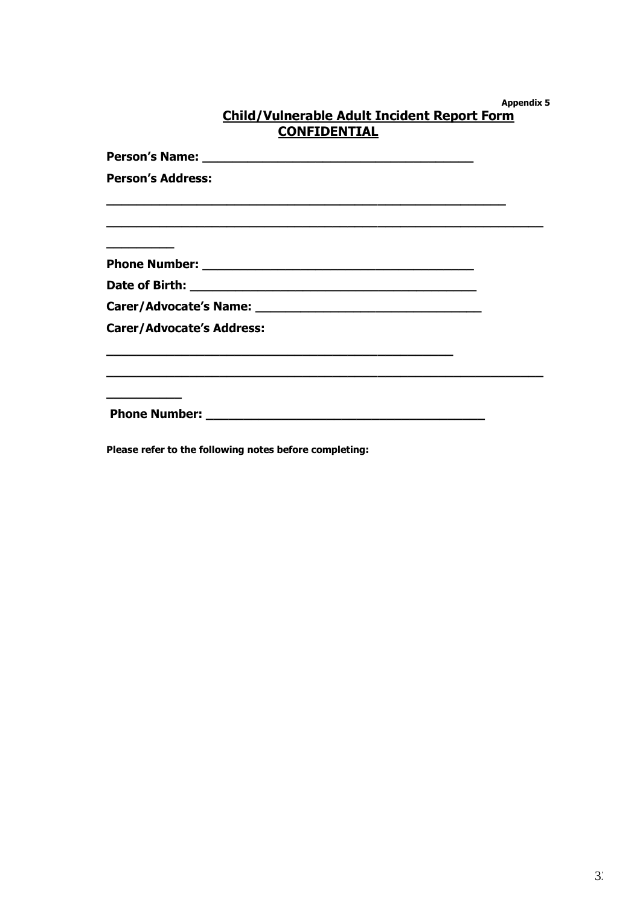Appendix 5

# Child/Vulnerable Adult Incident Report Form

## CONFIDENTIAL

**Person's Name:** ______________________________________

**Person's Address:**

________________________________________________________

______________________________________________________________

_________

**Phone Number:** ______________________________________

**Date of Birth:** _______________________________________

**Carer/Advocate's Name:** ________________________________

**Carer/Advocate's Address:**

__________________________________________________

______________________________________________________________

__________

**Phone Number:** ______________________________________

**Please refer to the following notes before completing:**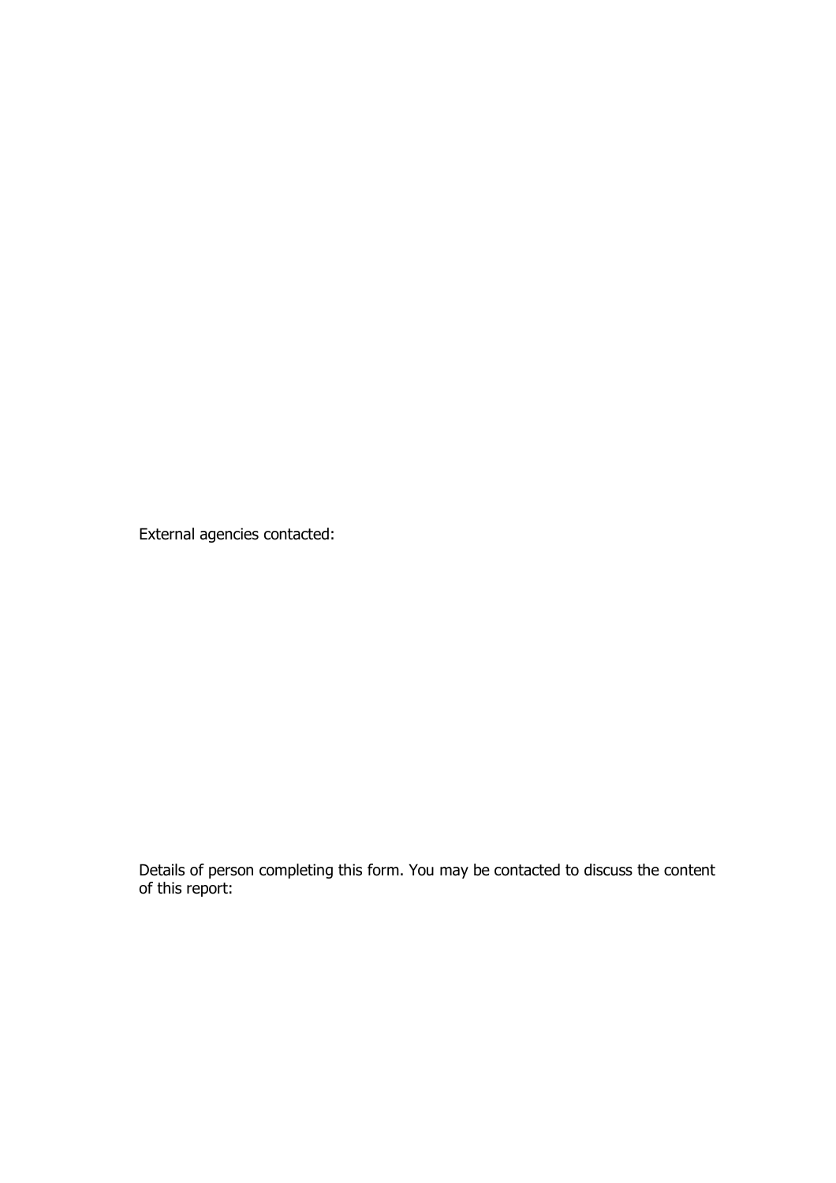External agencies contacted:

Details of person completing this form. You may be contacted to discuss the content of this report: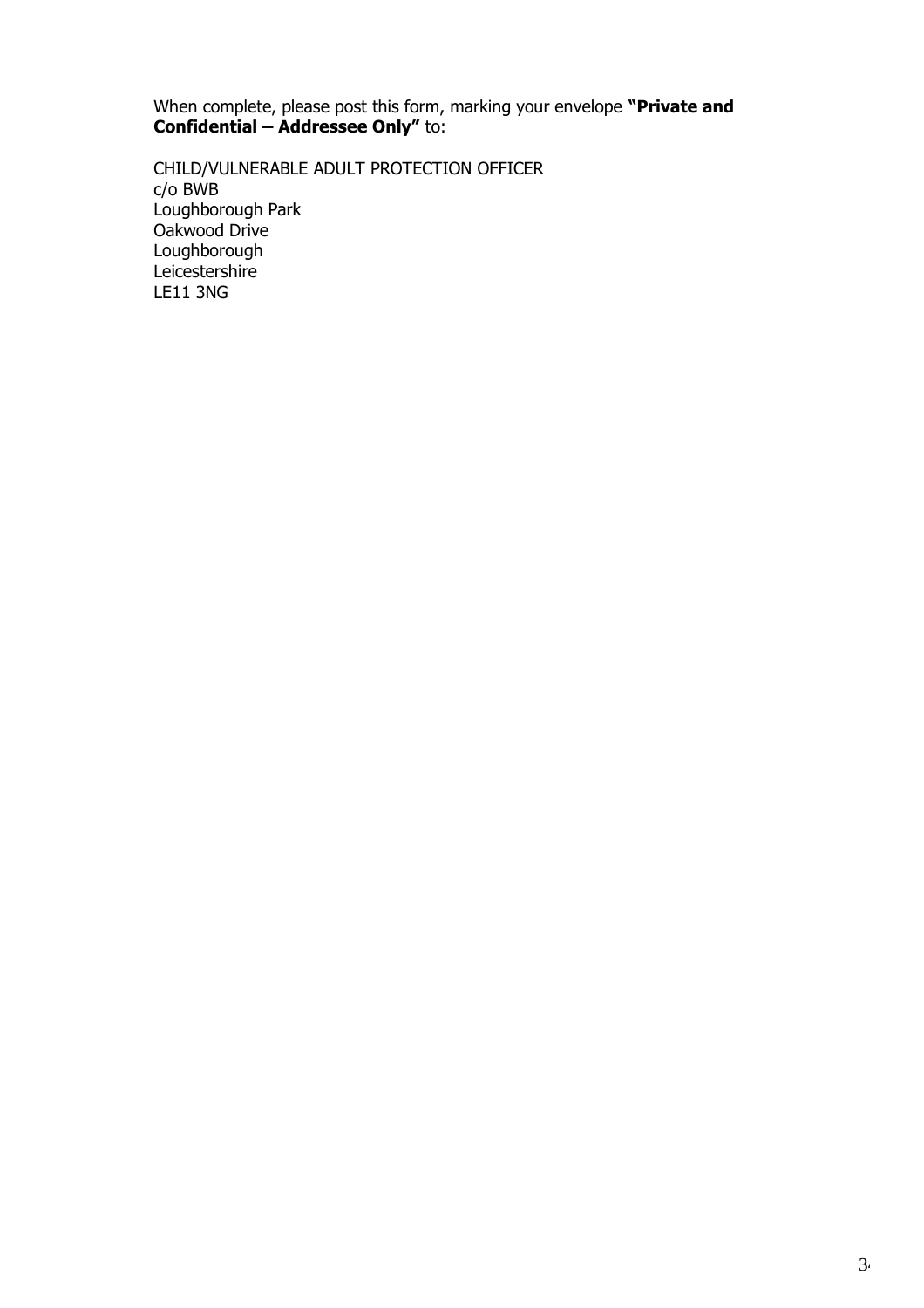When complete, please post this form, marking your envelope **"Private and Confidential – Addressee Only"** to:

CHILD/VULNERABLE ADULT PROTECTION OFFICER
c/o BWB
Loughborough Park
Oakwood Drive
Loughborough
Leicestershire
LE11 3NG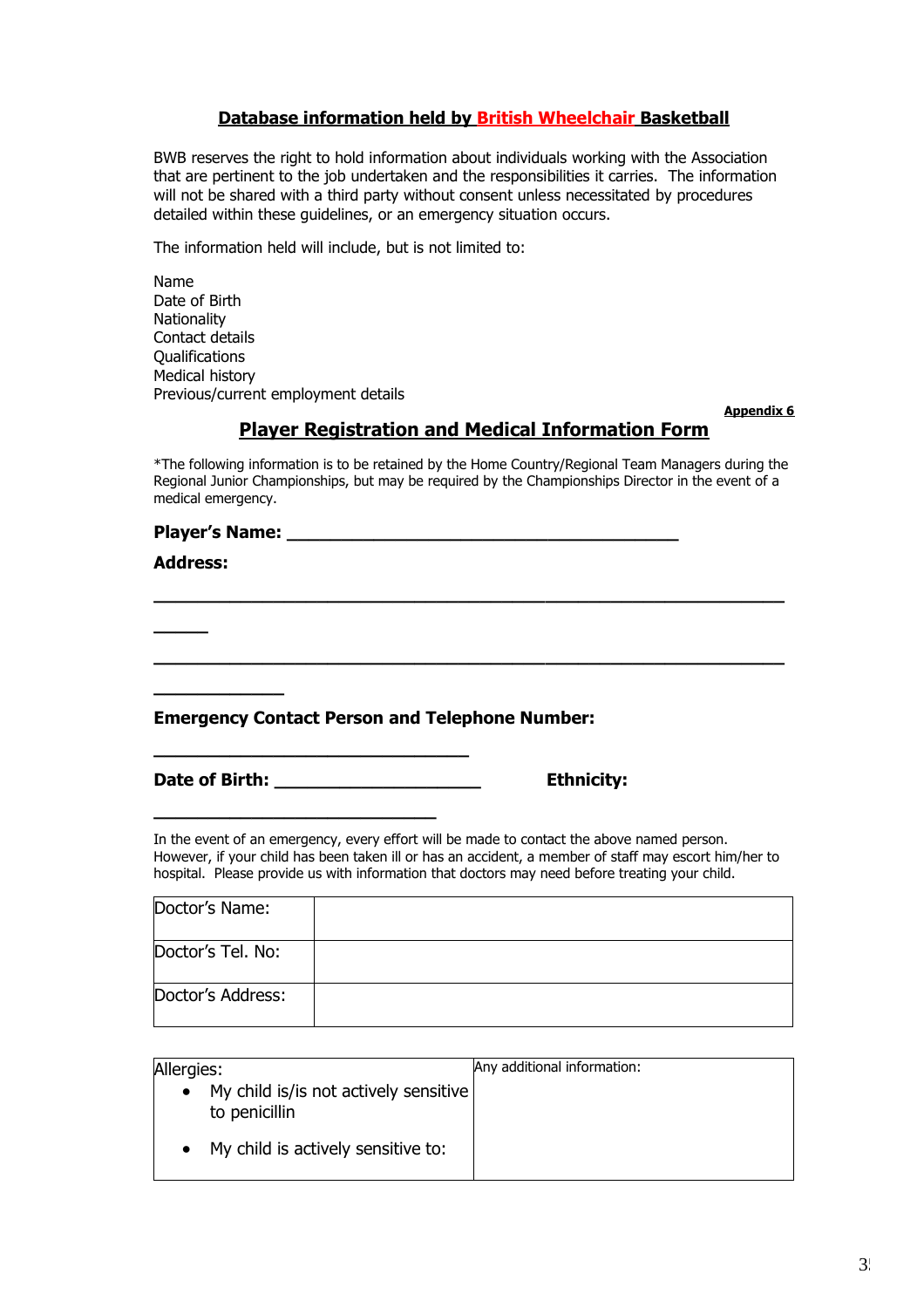## Database information held by British Wheelchair Basketball

BWB reserves the right to hold information about individuals working with the Association that are pertinent to the job undertaken and the responsibilities it carries. The information will not be shared with a third party without consent unless necessitated by procedures detailed within these guidelines, or an emergency situation occurs.

The information held will include, but is not limited to:

Name
Date of Birth
Nationality
Contact details
Qualifications
Medical history
Previous/current employment details

**Appendix 6**

## Player Registration and Medical Information Form

*The following information is to be retained by the Home Country/Regional Team Managers during the Regional Junior Championships, but may be required by the Championships Director in the event of a medical emergency.

**Player's Name:** ________________________________________

**Address:**

________________________________________________________________

______

________________________________________________________________

______________

**Emergency Contact Person and Telephone Number:**

________________________________

**Date of Birth:** _____________________ **Ethnicity:**

_____________________________

In the event of an emergency, every effort will be made to contact the above named person. However, if your child has been taken ill or has an accident, a member of staff may escort him/her to hospital. Please provide us with information that doctors may need before treating your child.

| Doctor's Name: | |
|---|---|
| Doctor's Tel. No: | |
| Doctor's Address: | |

| Allergies:<br>• My child is/is not actively sensitive to penicillin<br>• My child is actively sensitive to: | Any additional information: |
|---|---|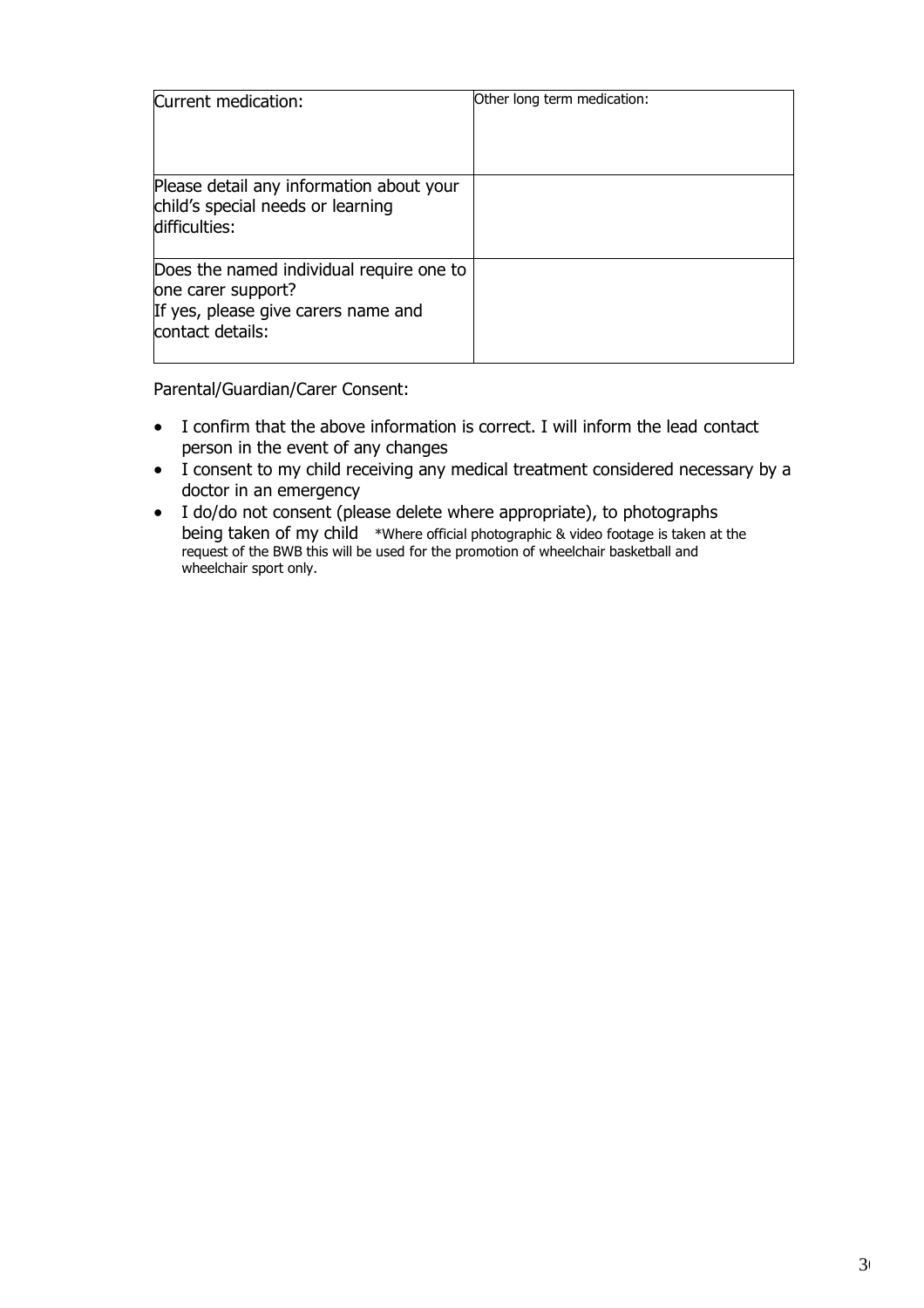| Current medication: | Other long term medication: |
|---|---|
| Please detail any information about your child's special needs or learning difficulties: | |
| Does the named individual require one to one carer support?<br>If yes, please give carers name and contact details: | |

Parental/Guardian/Carer Consent:

- I confirm that the above information is correct. I will inform the lead contact person in the event of any changes
- I consent to my child receiving any medical treatment considered necessary by a doctor in an emergency
- I do/do not consent (please delete where appropriate), to photographs being taken of my child *Where official photographic & video footage is taken at the request of the BWB this will be used for the promotion of wheelchair basketball and wheelchair sport only.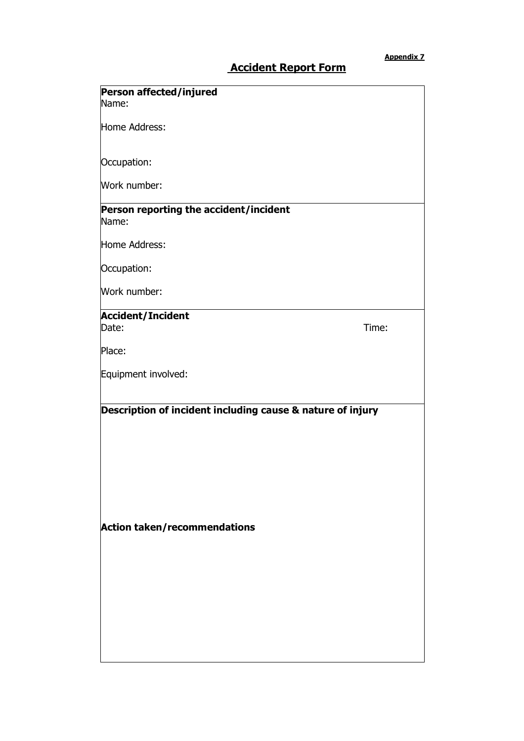**Appendix 7**

## Accident Report Form

**Person affected/injured**

Name:

Home Address:

Occupation:

Work number:

**Person reporting the accident/incident**

Name:

Home Address:

Occupation:

Work number:

**Accident/Incident**

Date: Time:

Place:

Equipment involved:

**Description of incident including cause & nature of injury**

**Action taken/recommendations**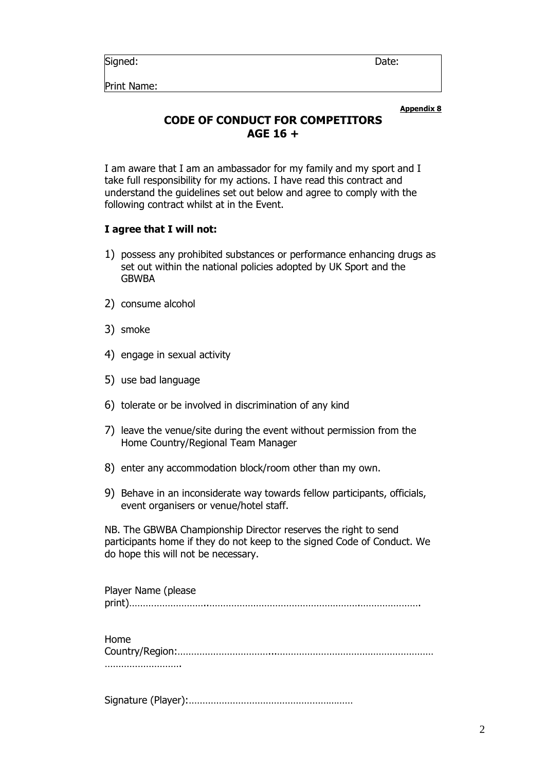| Signed: | Date: |
| --- | --- |
| Print Name: | |

**Appendix 8**

## CODE OF CONDUCT FOR COMPETITORS AGE 16 +

I am aware that I am an ambassador for my family and my sport and I take full responsibility for my actions. I have read this contract and understand the guidelines set out below and agree to comply with the following contract whilst at in the Event.

**I agree that I will not:**

1) possess any prohibited substances or performance enhancing drugs as set out within the national policies adopted by UK Sport and the GBWBA
2) consume alcohol
3) smoke
4) engage in sexual activity
5) use bad language
6) tolerate or be involved in discrimination of any kind
7) leave the venue/site during the event without permission from the Home Country/Regional Team Manager
8) enter any accommodation block/room other than my own.
9) Behave in an inconsiderate way towards fellow participants, officials, event organisers or venue/hotel staff.

NB. The GBWBA Championship Director reserves the right to send participants home if they do not keep to the signed Code of Conduct. We do hope this will not be necessary.

Player Name (please print)……………………………………………………………………………………………….

Home Country/Region:…………………………………………………………………………………………………………….

Signature (Player):……………………………………………………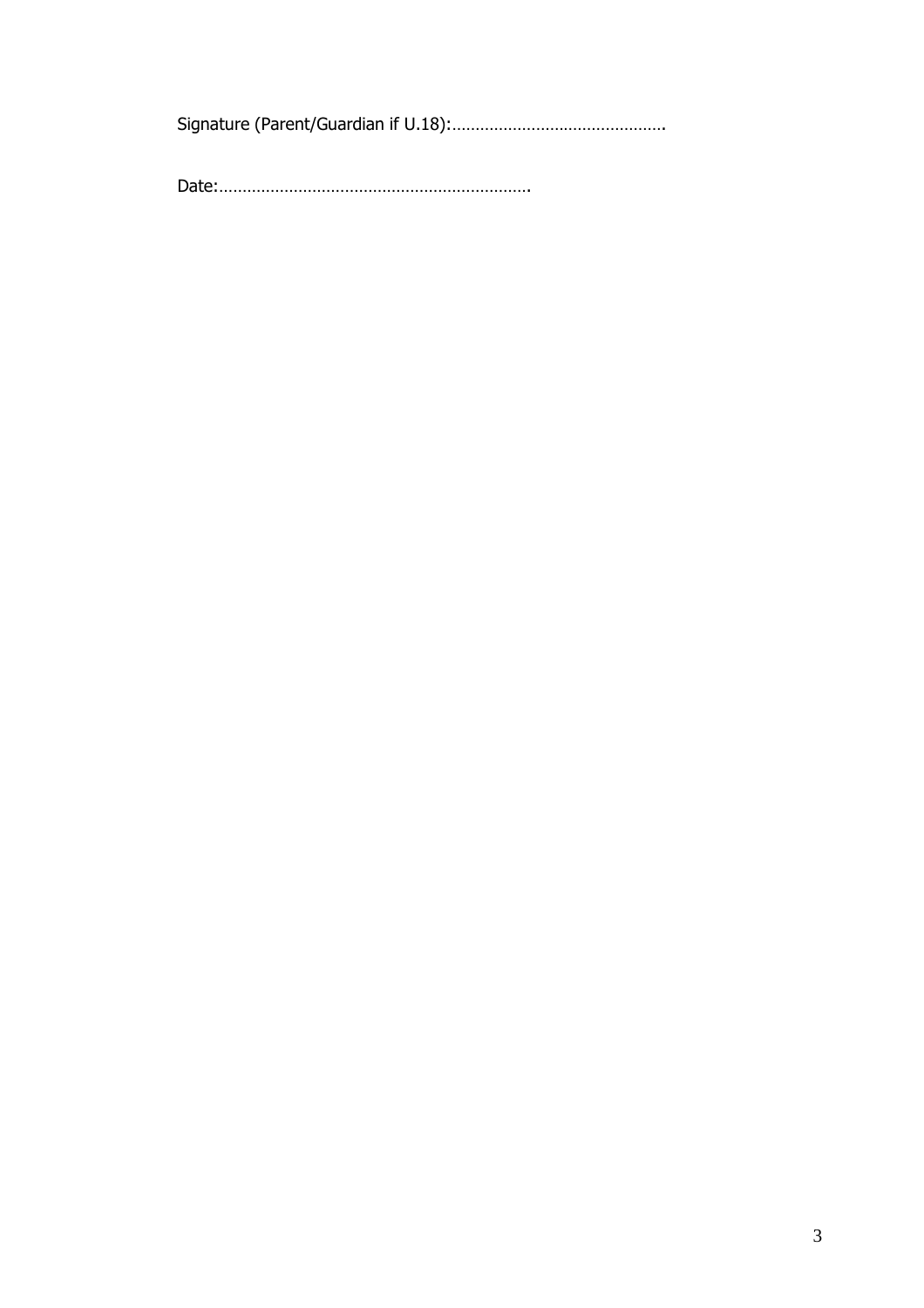Signature (Parent/Guardian if U.18):……………………………………….

Date:………………………………………………………….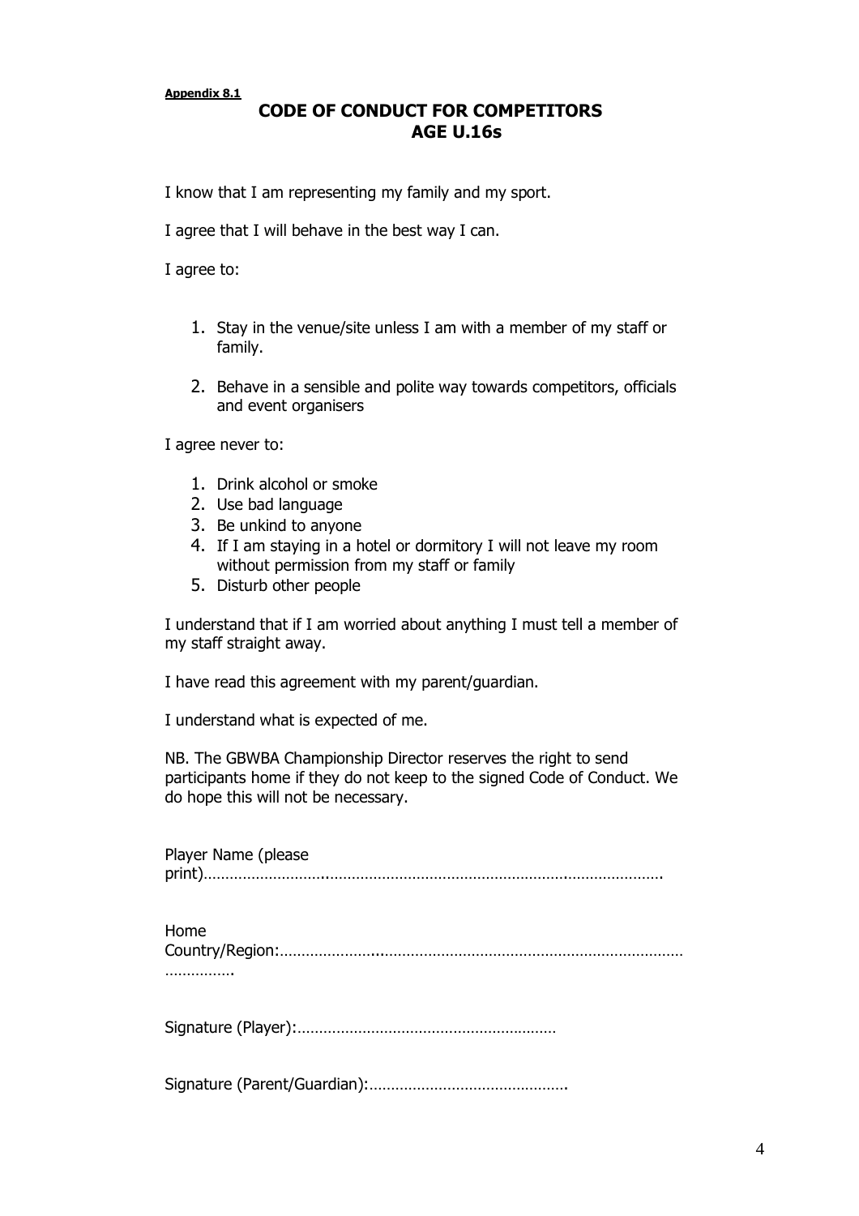**Appendix 8.1**

# CODE OF CONDUCT FOR COMPETITORS AGE U.16s

I know that I am representing my family and my sport.

I agree that I will behave in the best way I can.

I agree to:

1. Stay in the venue/site unless I am with a member of my staff or family.
2. Behave in a sensible and polite way towards competitors, officials and event organisers

I agree never to:

1. Drink alcohol or smoke
2. Use bad language
3. Be unkind to anyone
4. If I am staying in a hotel or dormitory I will not leave my room without permission from my staff or family
5. Disturb other people

I understand that if I am worried about anything I must tell a member of my staff straight away.

I have read this agreement with my parent/guardian.

I understand what is expected of me.

NB. The GBWBA Championship Director reserves the right to send participants home if they do not keep to the signed Code of Conduct. We do hope this will not be necessary.

Player Name (please print)……………………………………………………………………………………….

Home Country/Region:……………………………………………………………………………………………….

Signature (Player):…………………………………………………

Signature (Parent/Guardian):……………………………………….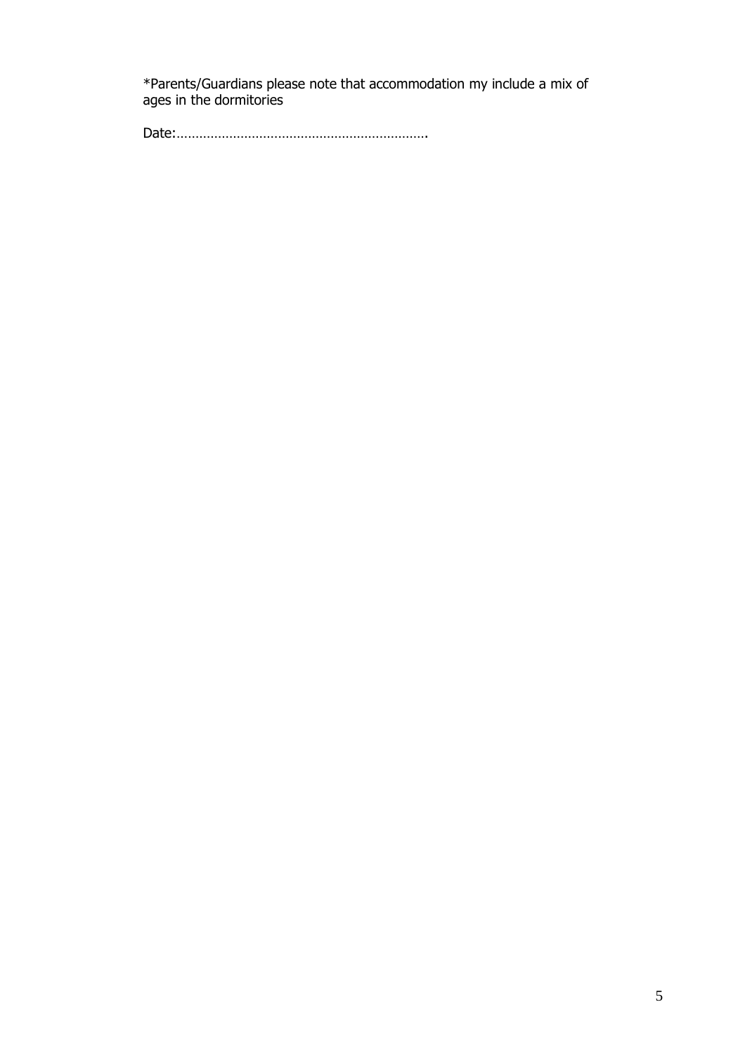*Parents/Guardians please note that accommodation my include a mix of ages in the dormitories

Date:………………………………………………………….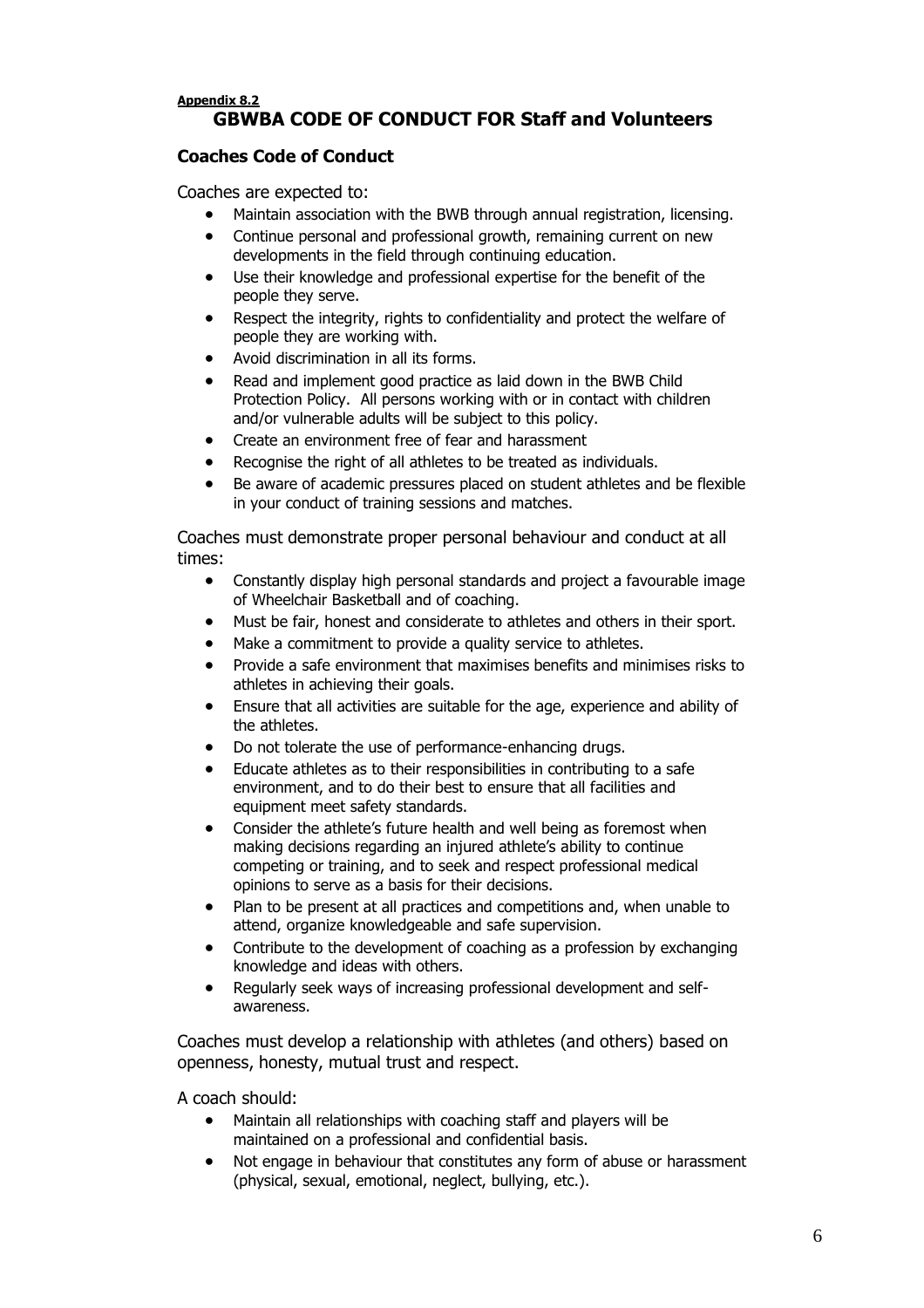**Appendix 8.2**

# GBWBA CODE OF CONDUCT FOR Staff and Volunteers

## Coaches Code of Conduct

Coaches are expected to:

- Maintain association with the BWB through annual registration, licensing.
- Continue personal and professional growth, remaining current on new developments in the field through continuing education.
- Use their knowledge and professional expertise for the benefit of the people they serve.
- Respect the integrity, rights to confidentiality and protect the welfare of people they are working with.
- Avoid discrimination in all its forms.
- Read and implement good practice as laid down in the BWB Child Protection Policy. All persons working with or in contact with children and/or vulnerable adults will be subject to this policy.
- Create an environment free of fear and harassment
- Recognise the right of all athletes to be treated as individuals.
- Be aware of academic pressures placed on student athletes and be flexible in your conduct of training sessions and matches.

Coaches must demonstrate proper personal behaviour and conduct at all times:

- Constantly display high personal standards and project a favourable image of Wheelchair Basketball and of coaching.
- Must be fair, honest and considerate to athletes and others in their sport.
- Make a commitment to provide a quality service to athletes.
- Provide a safe environment that maximises benefits and minimises risks to athletes in achieving their goals.
- Ensure that all activities are suitable for the age, experience and ability of the athletes.
- Do not tolerate the use of performance-enhancing drugs.
- Educate athletes as to their responsibilities in contributing to a safe environment, and to do their best to ensure that all facilities and equipment meet safety standards.
- Consider the athlete's future health and well being as foremost when making decisions regarding an injured athlete's ability to continue competing or training, and to seek and respect professional medical opinions to serve as a basis for their decisions.
- Plan to be present at all practices and competitions and, when unable to attend, organize knowledgeable and safe supervision.
- Contribute to the development of coaching as a profession by exchanging knowledge and ideas with others.
- Regularly seek ways of increasing professional development and self-awareness.

Coaches must develop a relationship with athletes (and others) based on openness, honesty, mutual trust and respect.

A coach should:

- Maintain all relationships with coaching staff and players will be maintained on a professional and confidential basis.
- Not engage in behaviour that constitutes any form of abuse or harassment (physical, sexual, emotional, neglect, bullying, etc.).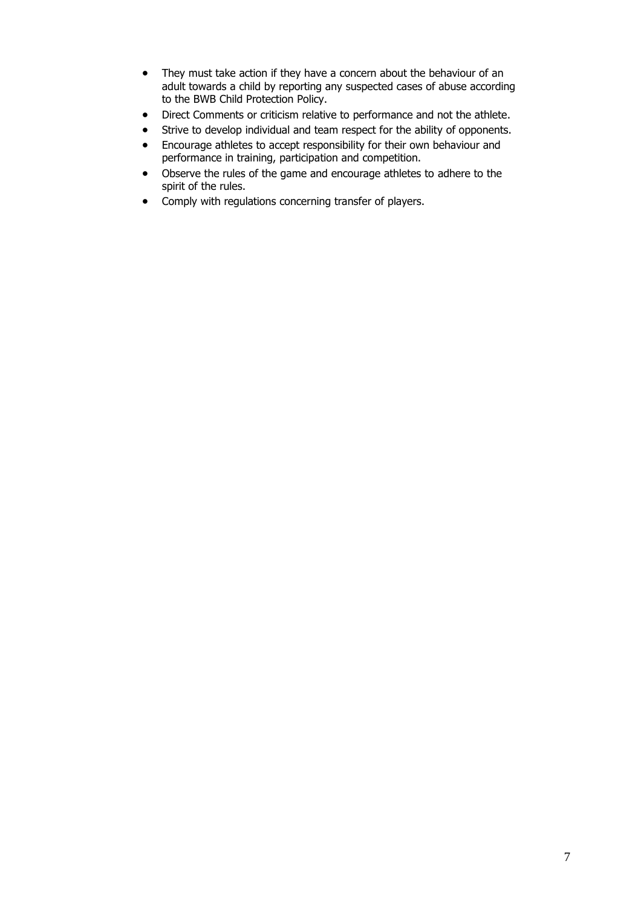- They must take action if they have a concern about the behaviour of an adult towards a child by reporting any suspected cases of abuse according to the BWB Child Protection Policy.
- Direct Comments or criticism relative to performance and not the athlete.
- Strive to develop individual and team respect for the ability of opponents.
- Encourage athletes to accept responsibility for their own behaviour and performance in training, participation and competition.
- Observe the rules of the game and encourage athletes to adhere to the spirit of the rules.
- Comply with regulations concerning transfer of players.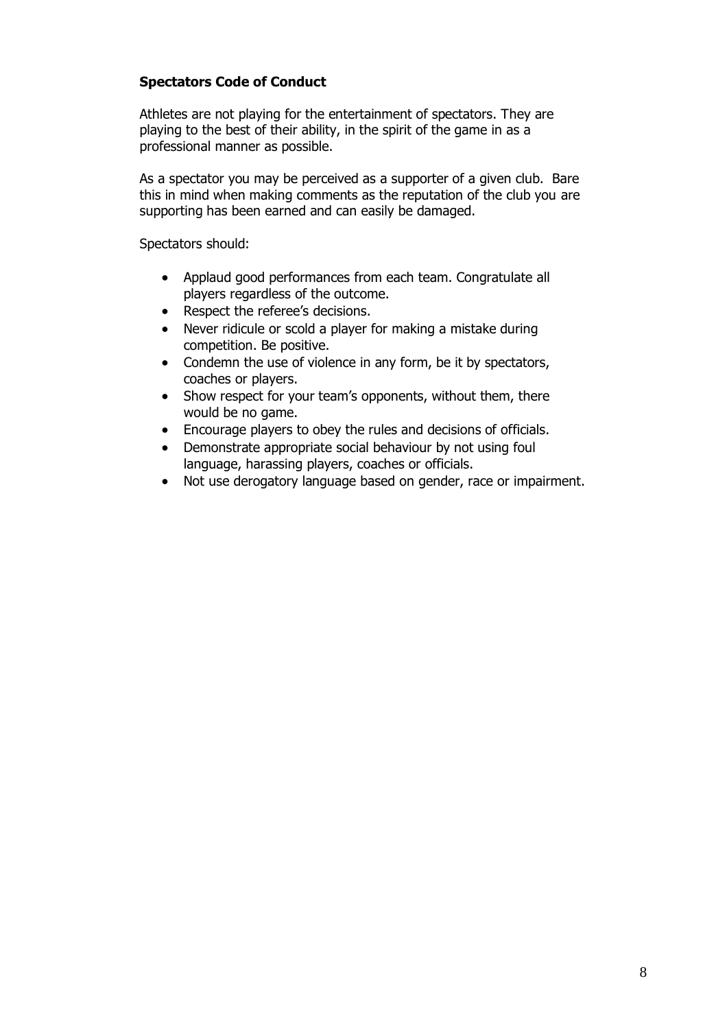**Spectators Code of Conduct**

Athletes are not playing for the entertainment of spectators. They are playing to the best of their ability, in the spirit of the game in as a professional manner as possible.

As a spectator you may be perceived as a supporter of a given club. Bare this in mind when making comments as the reputation of the club you are supporting has been earned and can easily be damaged.

Spectators should:

- Applaud good performances from each team. Congratulate all players regardless of the outcome.
- Respect the referee's decisions.
- Never ridicule or scold a player for making a mistake during competition. Be positive.
- Condemn the use of violence in any form, be it by spectators, coaches or players.
- Show respect for your team's opponents, without them, there would be no game.
- Encourage players to obey the rules and decisions of officials.
- Demonstrate appropriate social behaviour by not using foul language, harassing players, coaches or officials.
- Not use derogatory language based on gender, race or impairment.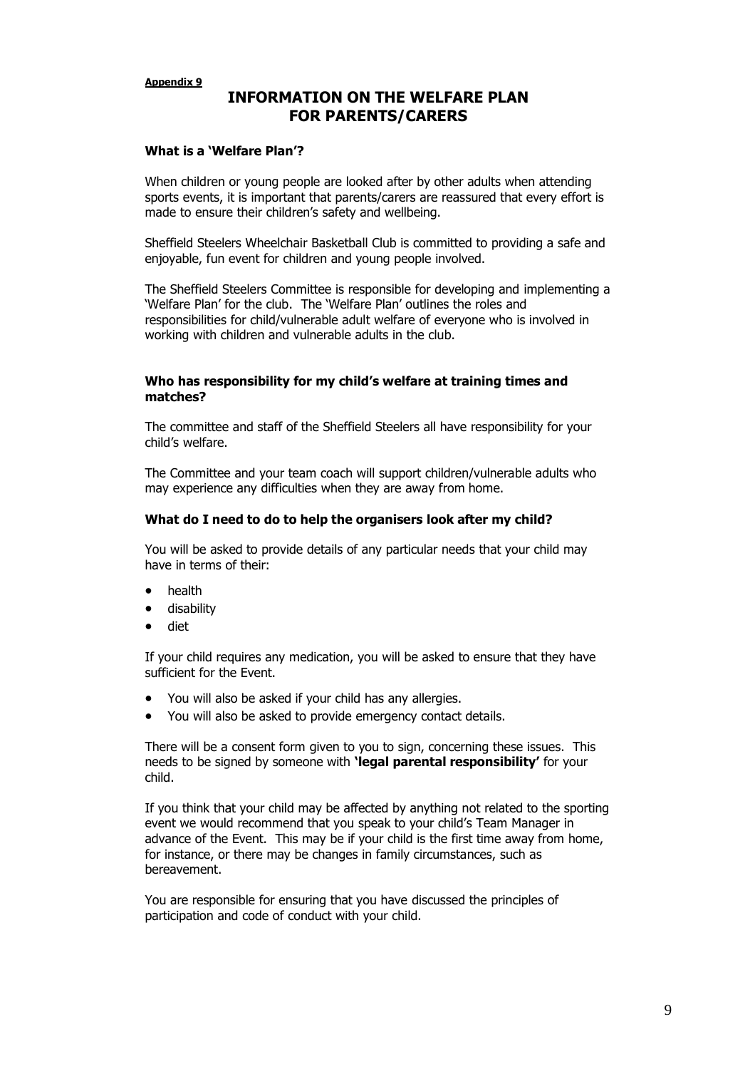**Appendix 9**

# INFORMATION ON THE WELFARE PLAN FOR PARENTS/CARERS

### What is a 'Welfare Plan'?

When children or young people are looked after by other adults when attending sports events, it is important that parents/carers are reassured that every effort is made to ensure their children's safety and wellbeing.

Sheffield Steelers Wheelchair Basketball Club is committed to providing a safe and enjoyable, fun event for children and young people involved.

The Sheffield Steelers Committee is responsible for developing and implementing a 'Welfare Plan' for the club. The 'Welfare Plan' outlines the roles and responsibilities for child/vulnerable adult welfare of everyone who is involved in working with children and vulnerable adults in the club.

### Who has responsibility for my child's welfare at training times and matches?

The committee and staff of the Sheffield Steelers all have responsibility for your child's welfare.

The Committee and your team coach will support children/vulnerable adults who may experience any difficulties when they are away from home.

### What do I need to do to help the organisers look after my child?

You will be asked to provide details of any particular needs that your child may have in terms of their:

- health
- disability
- diet

If your child requires any medication, you will be asked to ensure that they have sufficient for the Event.

- You will also be asked if your child has any allergies.
- You will also be asked to provide emergency contact details.

There will be a consent form given to you to sign, concerning these issues. This needs to be signed by someone with **'legal parental responsibility'** for your child.

If you think that your child may be affected by anything not related to the sporting event we would recommend that you speak to your child's Team Manager in advance of the Event. This may be if your child is the first time away from home, for instance, or there may be changes in family circumstances, such as bereavement.

You are responsible for ensuring that you have discussed the principles of participation and code of conduct with your child.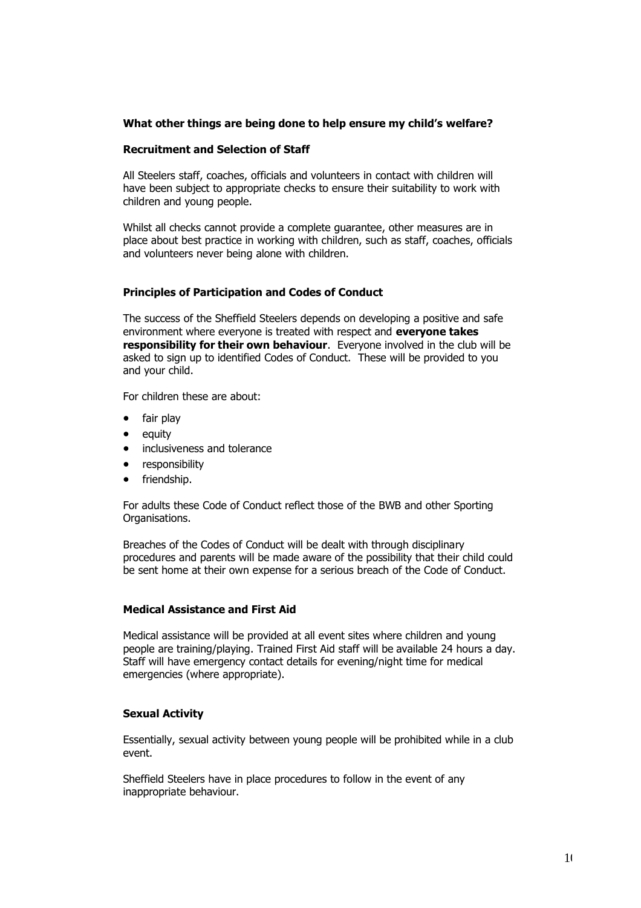### What other things are being done to help ensure my child's welfare?

#### Recruitment and Selection of Staff

All Steelers staff, coaches, officials and volunteers in contact with children will have been subject to appropriate checks to ensure their suitability to work with children and young people.

Whilst all checks cannot provide a complete guarantee, other measures are in place about best practice in working with children, such as staff, coaches, officials and volunteers never being alone with children.

#### Principles of Participation and Codes of Conduct

The success of the Sheffield Steelers depends on developing a positive and safe environment where everyone is treated with respect and **everyone takes responsibility for their own behaviour**. Everyone involved in the club will be asked to sign up to identified Codes of Conduct. These will be provided to you and your child.

For children these are about:

- fair play
- equity
- inclusiveness and tolerance
- responsibility
- friendship.

For adults these Code of Conduct reflect those of the BWB and other Sporting Organisations.

Breaches of the Codes of Conduct will be dealt with through disciplinary procedures and parents will be made aware of the possibility that their child could be sent home at their own expense for a serious breach of the Code of Conduct.

#### Medical Assistance and First Aid

Medical assistance will be provided at all event sites where children and young people are training/playing. Trained First Aid staff will be available 24 hours a day. Staff will have emergency contact details for evening/night time for medical emergencies (where appropriate).

#### Sexual Activity

Essentially, sexual activity between young people will be prohibited while in a club event.

Sheffield Steelers have in place procedures to follow in the event of any inappropriate behaviour.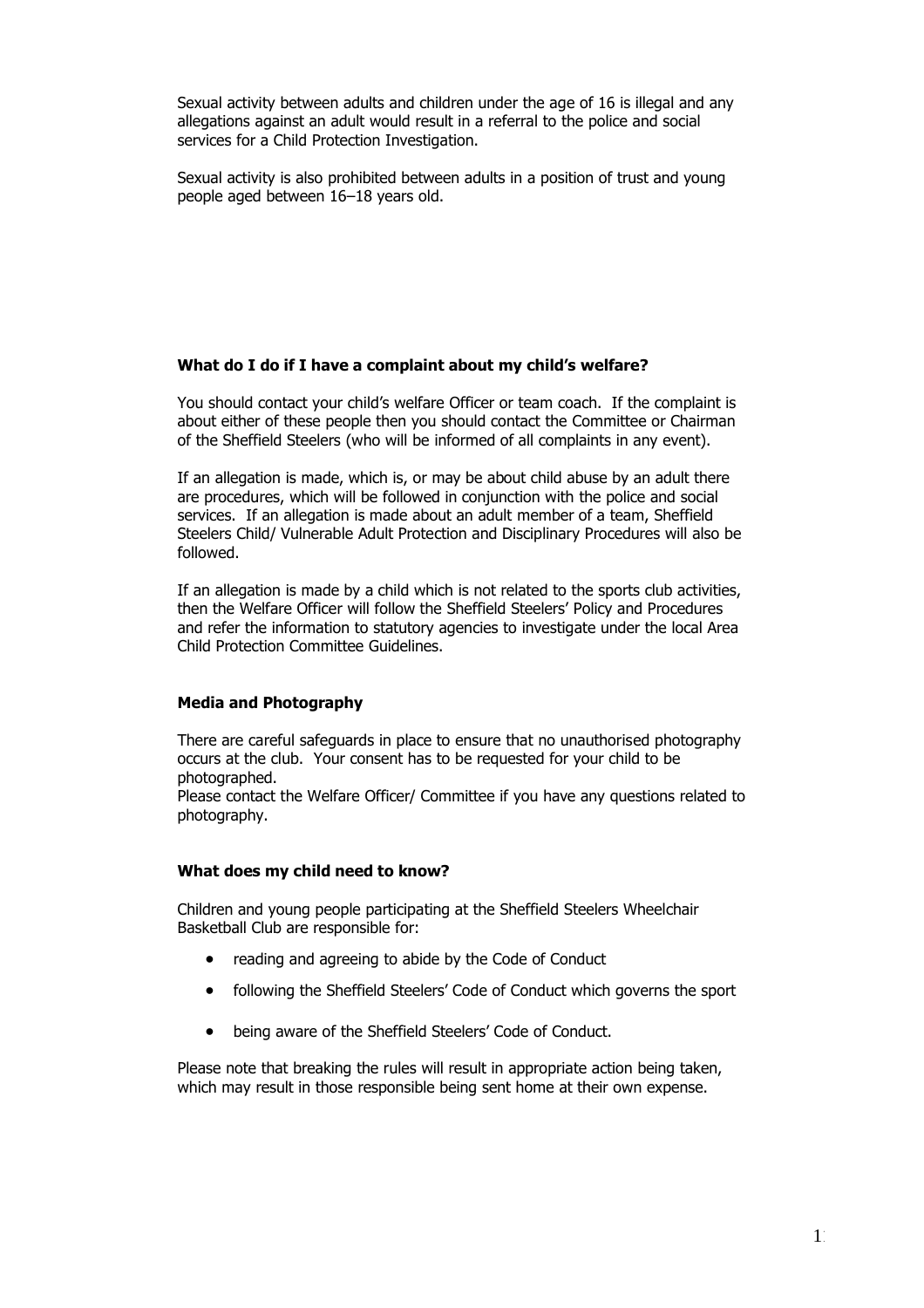Sexual activity between adults and children under the age of 16 is illegal and any allegations against an adult would result in a referral to the police and social services for a Child Protection Investigation.

Sexual activity is also prohibited between adults in a position of trust and young people aged between 16–18 years old.

### What do I do if I have a complaint about my child's welfare?

You should contact your child's welfare Officer or team coach. If the complaint is about either of these people then you should contact the Committee or Chairman of the Sheffield Steelers (who will be informed of all complaints in any event).

If an allegation is made, which is, or may be about child abuse by an adult there are procedures, which will be followed in conjunction with the police and social services. If an allegation is made about an adult member of a team, Sheffield Steelers Child/ Vulnerable Adult Protection and Disciplinary Procedures will also be followed.

If an allegation is made by a child which is not related to the sports club activities, then the Welfare Officer will follow the Sheffield Steelers' Policy and Procedures and refer the information to statutory agencies to investigate under the local Area Child Protection Committee Guidelines.

### Media and Photography

There are careful safeguards in place to ensure that no unauthorised photography occurs at the club. Your consent has to be requested for your child to be photographed.
Please contact the Welfare Officer/ Committee if you have any questions related to photography.

### What does my child need to know?

Children and young people participating at the Sheffield Steelers Wheelchair Basketball Club are responsible for:

- reading and agreeing to abide by the Code of Conduct
- following the Sheffield Steelers' Code of Conduct which governs the sport
- being aware of the Sheffield Steelers' Code of Conduct.

Please note that breaking the rules will result in appropriate action being taken, which may result in those responsible being sent home at their own expense.